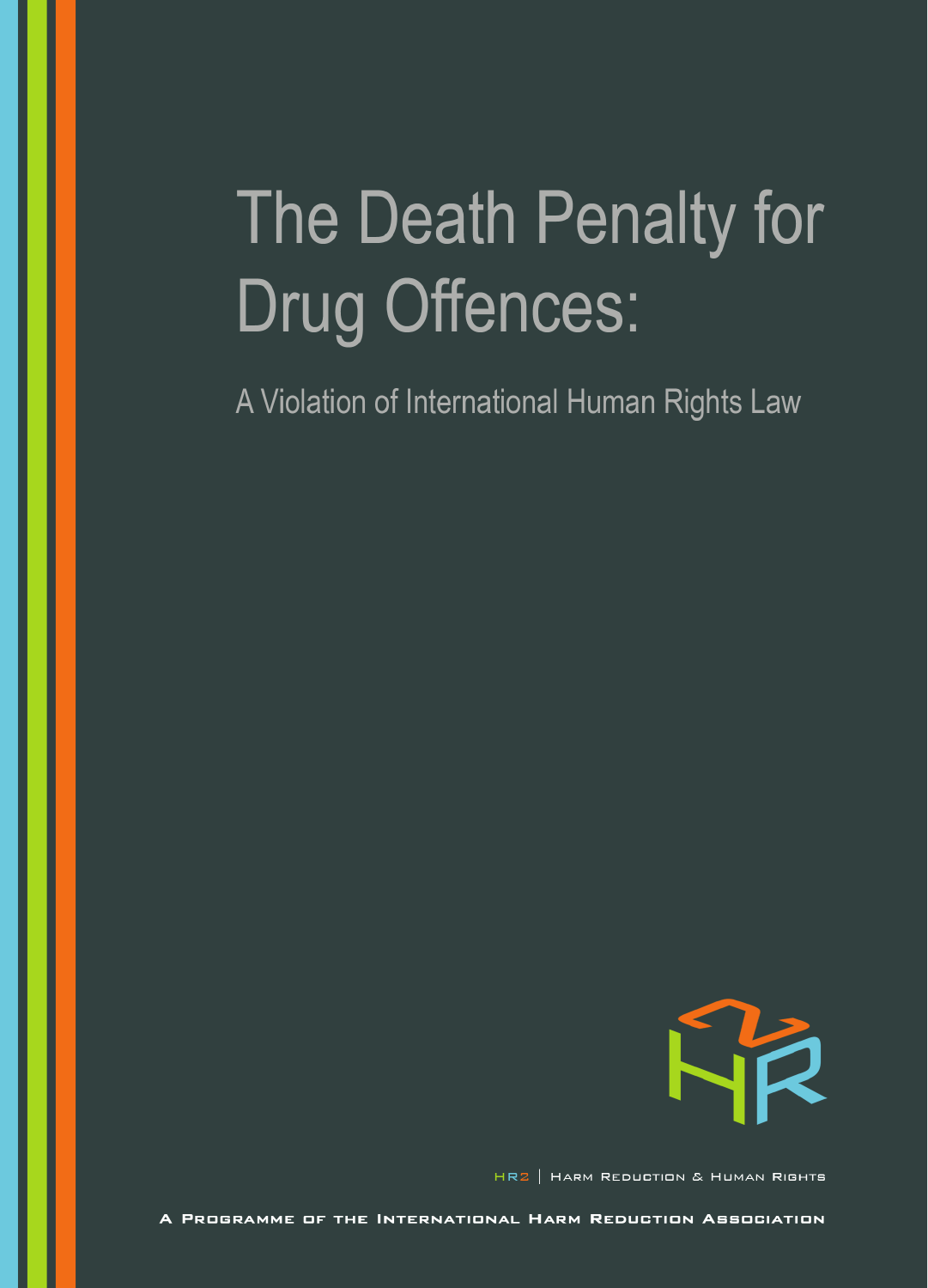# The Death Penalty for Drug Offences:

## A Violation of International Human Rights Law

HR2 | Harm Reduction & Human Rights

A Programme of the International Harm Reduction Association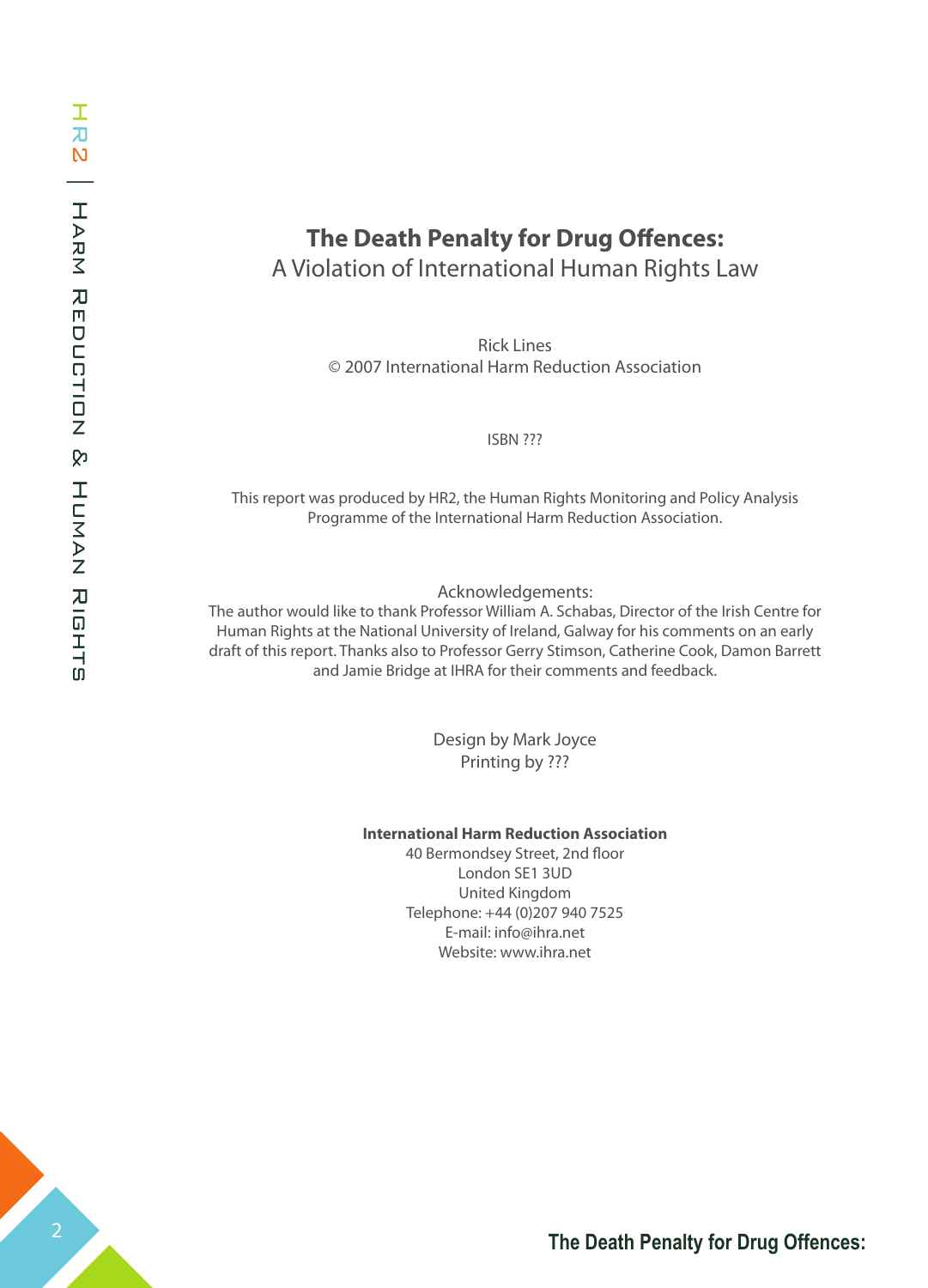**The Death Penalty for Drug Offences:**
A Violation of International Human Rights Law

Rick Lines
© 2007 International Harm Reduction Association

ISBN ???

This report was produced by HR2, the Human Rights Monitoring and Policy Analysis Programme of the International Harm Reduction Association.

Acknowledgements:
The author would like to thank Professor William A. Schabas, Director of the Irish Centre for Human Rights at the National University of Ireland, Galway for his comments on an early draft of this report. Thanks also to Professor Gerry Stimson, Catherine Cook, Damon Barrett and Jamie Bridge at IHRA for their comments and feedback.

Design by Mark Joyce
Printing by ???

**International Harm Reduction Association**
40 Bermondsey Street, 2nd floor
London SE1 3UD
United Kingdom
Telephone: +44 (0)207 940 7525
E-mail: info@ihra.net
Website: www.ihra.net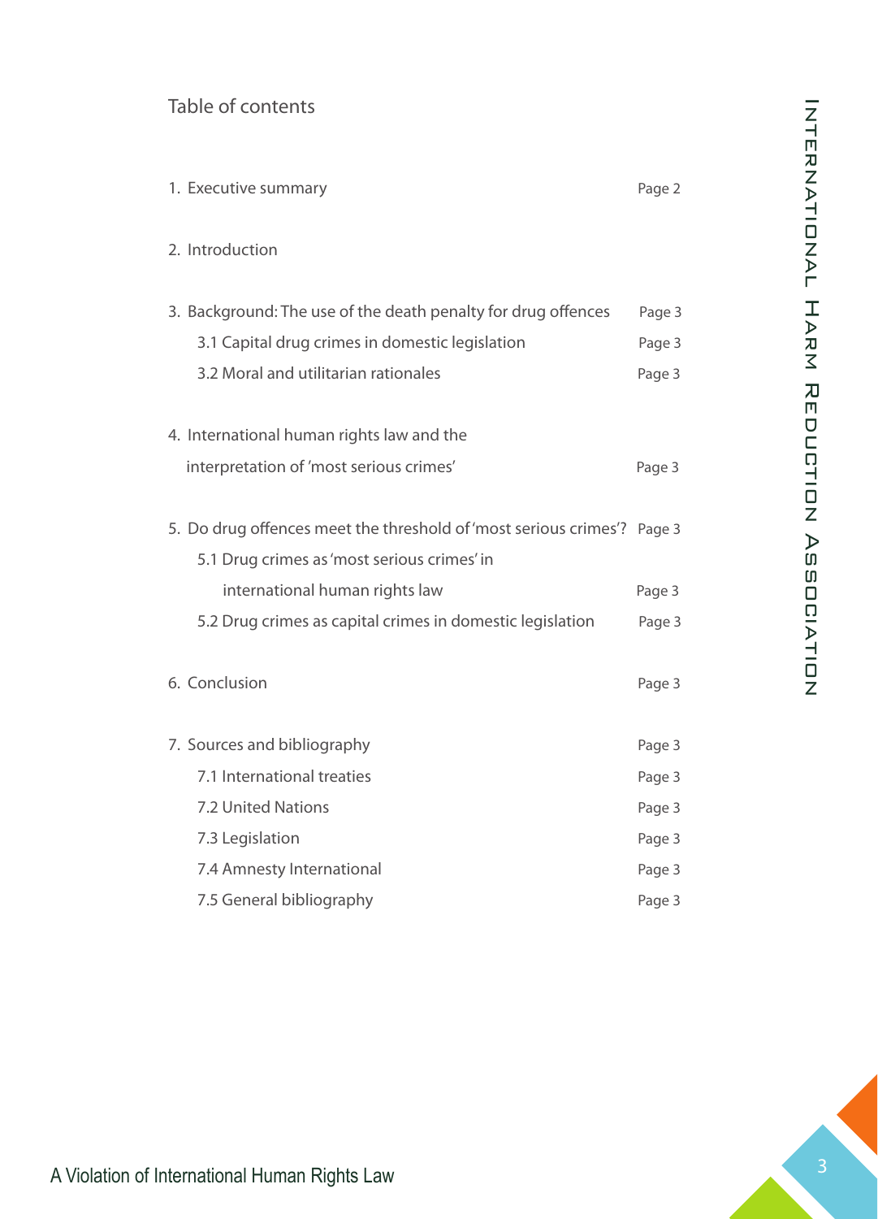## Table of contents

| | |
|---|---|
| 1. Executive summary | Page 2 |
| 2. Introduction | |
| 3. Background: The use of the death penalty for drug offences | Page 3 |
| 3.1 Capital drug crimes in domestic legislation | Page 3 |
| 3.2 Moral and utilitarian rationales | Page 3 |
| 4. International human rights law and the interpretation of 'most serious crimes' | Page 3 |
| 5. Do drug offences meet the threshold of 'most serious crimes'? | Page 3 |
| 5.1 Drug crimes as 'most serious crimes' in international human rights law | Page 3 |
| 5.2 Drug crimes as capital crimes in domestic legislation | Page 3 |
| 6. Conclusion | Page 3 |
| 7. Sources and bibliography | Page 3 |
| 7.1 International treaties | Page 3 |
| 7.2 United Nations | Page 3 |
| 7.3 Legislation | Page 3 |
| 7.4 Amnesty International | Page 3 |
| 7.5 General bibliography | Page 3 |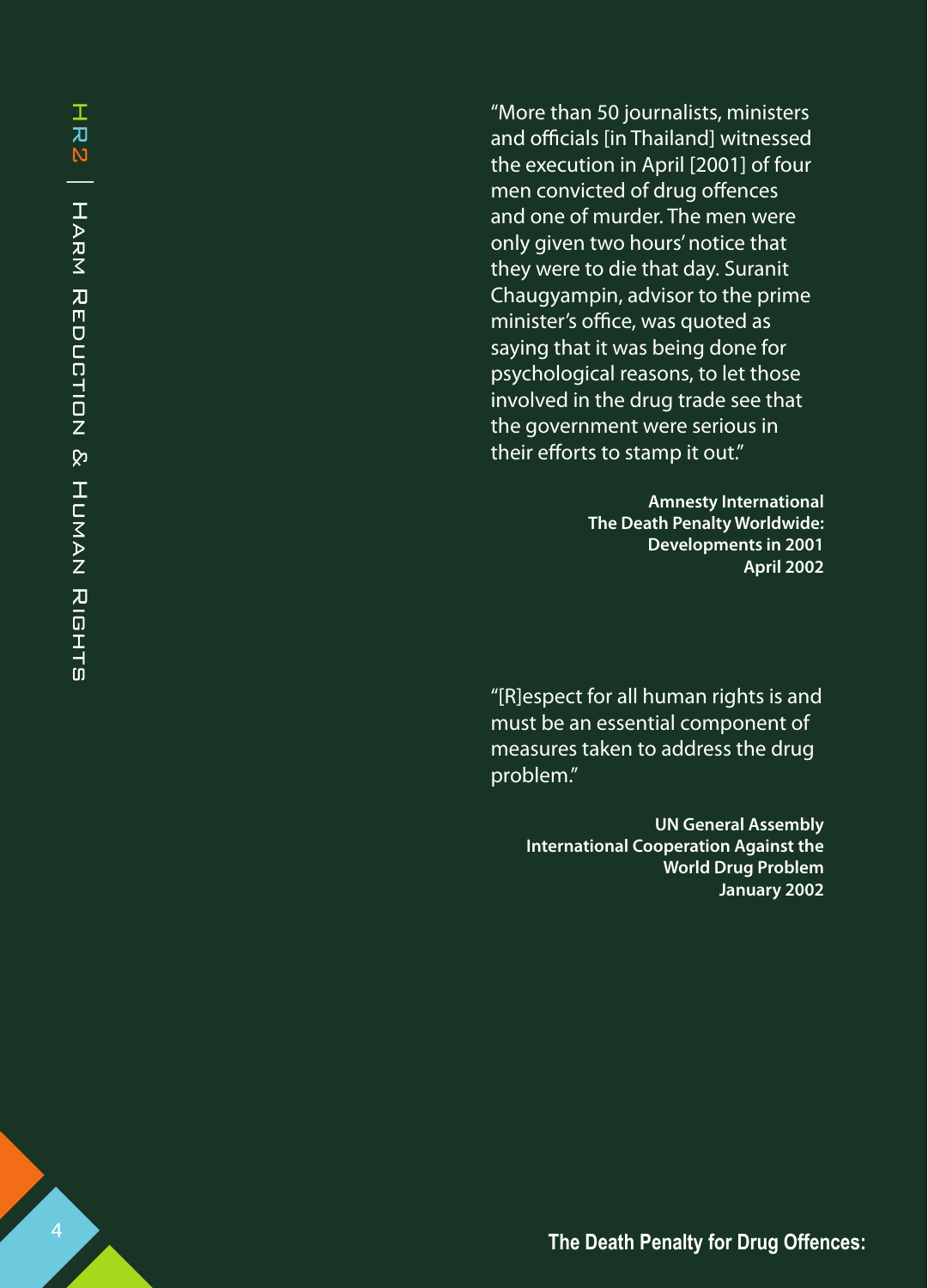"More than 50 journalists, ministers and officials [in Thailand] witnessed the execution in April [2001] of four men convicted of drug offences and one of murder. The men were only given two hours' notice that they were to die that day. Suranit Chaugyampin, advisor to the prime minister's office, was quoted as saying that it was being done for psychological reasons, to let those involved in the drug trade see that the government were serious in their efforts to stamp it out."

**Amnesty International**
**The Death Penalty Worldwide: Developments in 2001**
**April 2002**

"[R]espect for all human rights is and must be an essential component of measures taken to address the drug problem."

**UN General Assembly**
**International Cooperation Against the World Drug Problem**
**January 2002**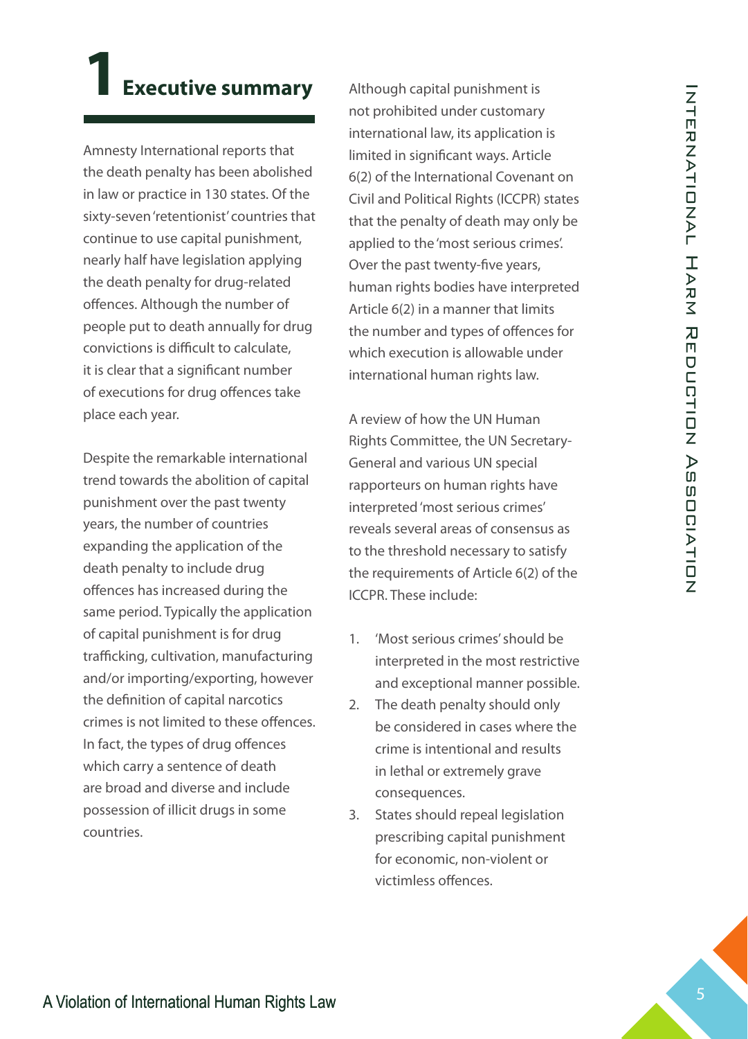# 1 Executive summary

Amnesty International reports that the death penalty has been abolished in law or practice in 130 states. Of the sixty-seven 'retentionist' countries that continue to use capital punishment, nearly half have legislation applying the death penalty for drug-related offences. Although the number of people put to death annually for drug convictions is difficult to calculate, it is clear that a significant number of executions for drug offences take place each year.

Despite the remarkable international trend towards the abolition of capital punishment over the past twenty years, the number of countries expanding the application of the death penalty to include drug offences has increased during the same period. Typically the application of capital punishment is for drug trafficking, cultivation, manufacturing and/or importing/exporting, however the definition of capital narcotics crimes is not limited to these offences. In fact, the types of drug offences which carry a sentence of death are broad and diverse and include possession of illicit drugs in some countries.

Although capital punishment is not prohibited under customary international law, its application is limited in significant ways. Article 6(2) of the International Covenant on Civil and Political Rights (ICCPR) states that the penalty of death may only be applied to the 'most serious crimes'. Over the past twenty-five years, human rights bodies have interpreted Article 6(2) in a manner that limits the number and types of offences for which execution is allowable under international human rights law.

A review of how the UN Human Rights Committee, the UN Secretary-General and various UN special rapporteurs on human rights have interpreted 'most serious crimes' reveals several areas of consensus as to the threshold necessary to satisfy the requirements of Article 6(2) of the ICCPR. These include:

1. 'Most serious crimes' should be interpreted in the most restrictive and exceptional manner possible.
2. The death penalty should only be considered in cases where the crime is intentional and results in lethal or extremely grave consequences.
3. States should repeal legislation prescribing capital punishment for economic, non-violent or victimless offences.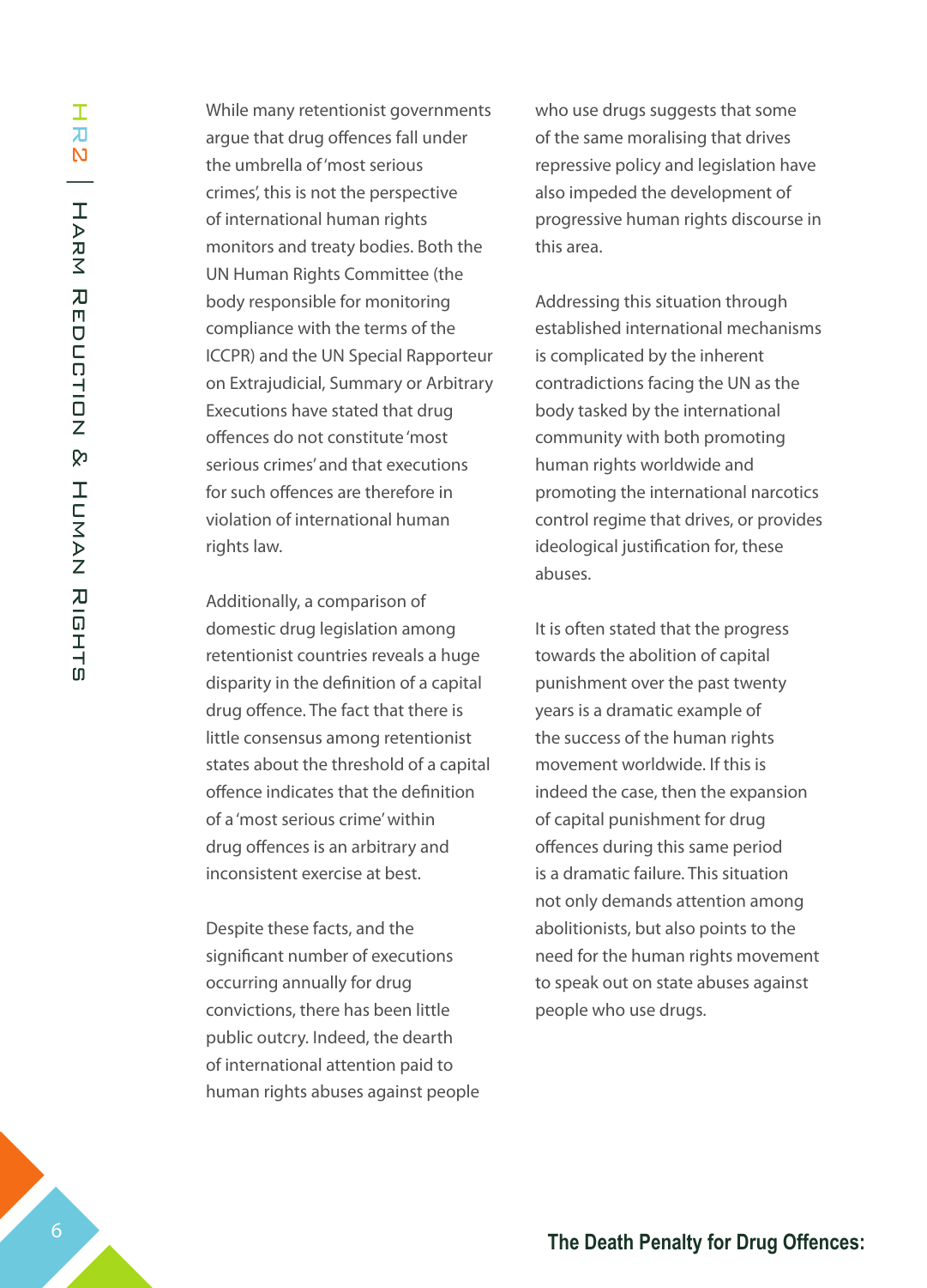While many retentionist governments argue that drug offences fall under the umbrella of 'most serious crimes', this is not the perspective of international human rights monitors and treaty bodies. Both the UN Human Rights Committee (the body responsible for monitoring compliance with the terms of the ICCPR) and the UN Special Rapporteur on Extrajudicial, Summary or Arbitrary Executions have stated that drug offences do not constitute 'most serious crimes' and that executions for such offences are therefore in violation of international human rights law.

Additionally, a comparison of domestic drug legislation among retentionist countries reveals a huge disparity in the definition of a capital drug offence. The fact that there is little consensus among retentionist states about the threshold of a capital offence indicates that the definition of a 'most serious crime' within drug offences is an arbitrary and inconsistent exercise at best.

Despite these facts, and the significant number of executions occurring annually for drug convictions, there has been little public outcry. Indeed, the dearth of international attention paid to human rights abuses against people who use drugs suggests that some of the same moralising that drives repressive policy and legislation have also impeded the development of progressive human rights discourse in this area.

Addressing this situation through established international mechanisms is complicated by the inherent contradictions facing the UN as the body tasked by the international community with both promoting human rights worldwide and promoting the international narcotics control regime that drives, or provides ideological justification for, these abuses.

It is often stated that the progress towards the abolition of capital punishment over the past twenty years is a dramatic example of the success of the human rights movement worldwide. If this is indeed the case, then the expansion of capital punishment for drug offences during this same period is a dramatic failure. This situation not only demands attention among abolitionists, but also points to the need for the human rights movement to speak out on state abuses against people who use drugs.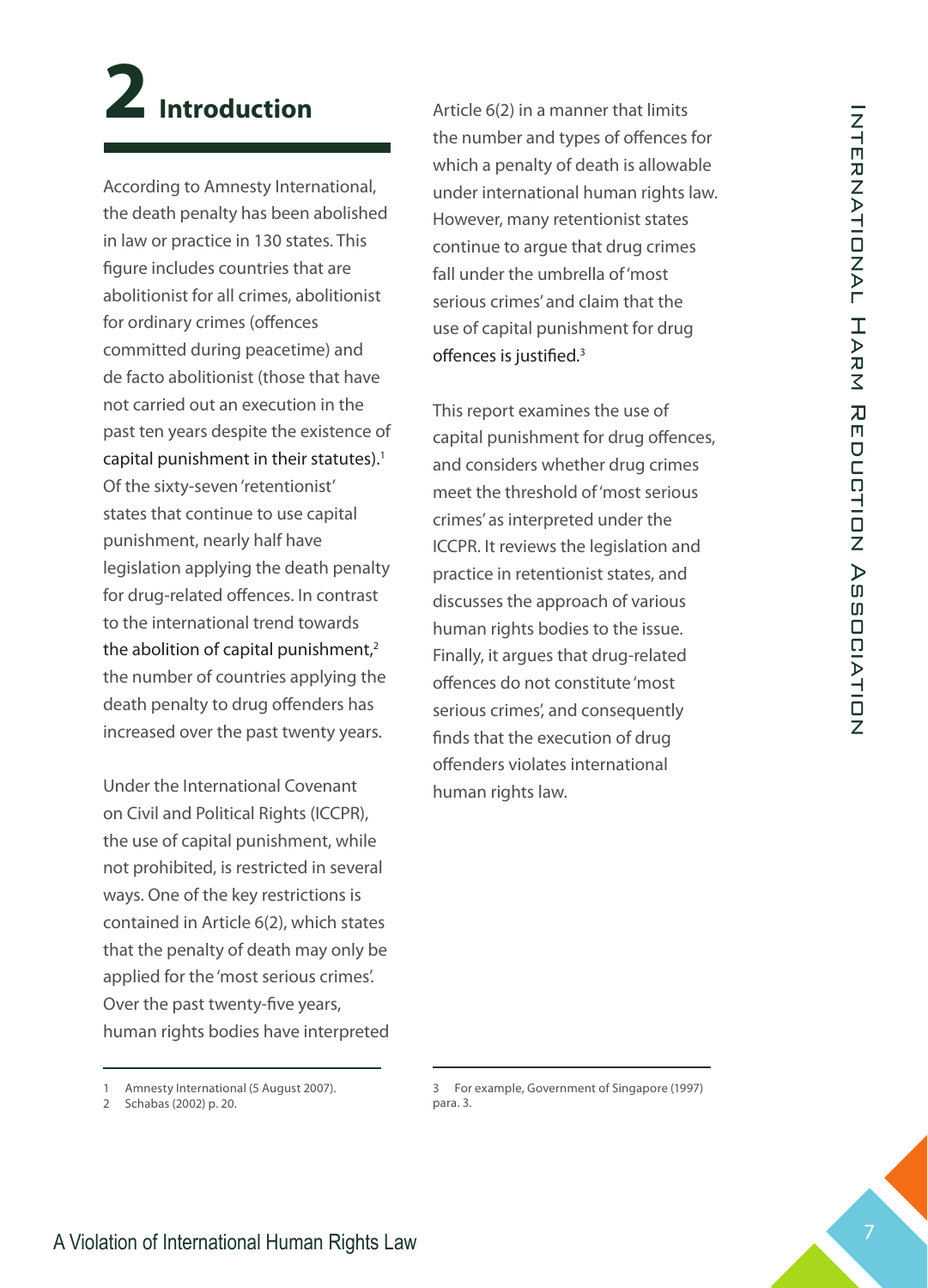# 2 Introduction

According to Amnesty International, the death penalty has been abolished in law or practice in 130 states. This figure includes countries that are abolitionist for all crimes, abolitionist for ordinary crimes (offences committed during peacetime) and de facto abolitionist (those that have not carried out an execution in the past ten years despite the existence of capital punishment in their statutes).[1] Of the sixty-seven 'retentionist' states that continue to use capital punishment, nearly half have legislation applying the death penalty for drug-related offences. In contrast to the international trend towards the abolition of capital punishment,[2] the number of countries applying the death penalty to drug offenders has increased over the past twenty years.

Under the International Covenant on Civil and Political Rights (ICCPR), the use of capital punishment, while not prohibited, is restricted in several ways. One of the key restrictions is contained in Article 6(2), which states that the penalty of death may only be applied for the 'most serious crimes'. Over the past twenty-five years, human rights bodies have interpreted Article 6(2) in a manner that limits the number and types of offences for which a penalty of death is allowable under international human rights law. However, many retentionist states continue to argue that drug crimes fall under the umbrella of 'most serious crimes' and claim that the use of capital punishment for drug offences is justified.[3]

This report examines the use of capital punishment for drug offences, and considers whether drug crimes meet the threshold of 'most serious crimes' as interpreted under the ICCPR. It reviews the legislation and practice in retentionist states, and discusses the approach of various human rights bodies to the issue. Finally, it argues that drug-related offences do not constitute 'most serious crimes', and consequently finds that the execution of drug offenders violates international human rights law.

---

1 Amnesty International (5 August 2007).

2 Schabas (2002) p. 20.

3 For example, Government of Singapore (1997) para. 3.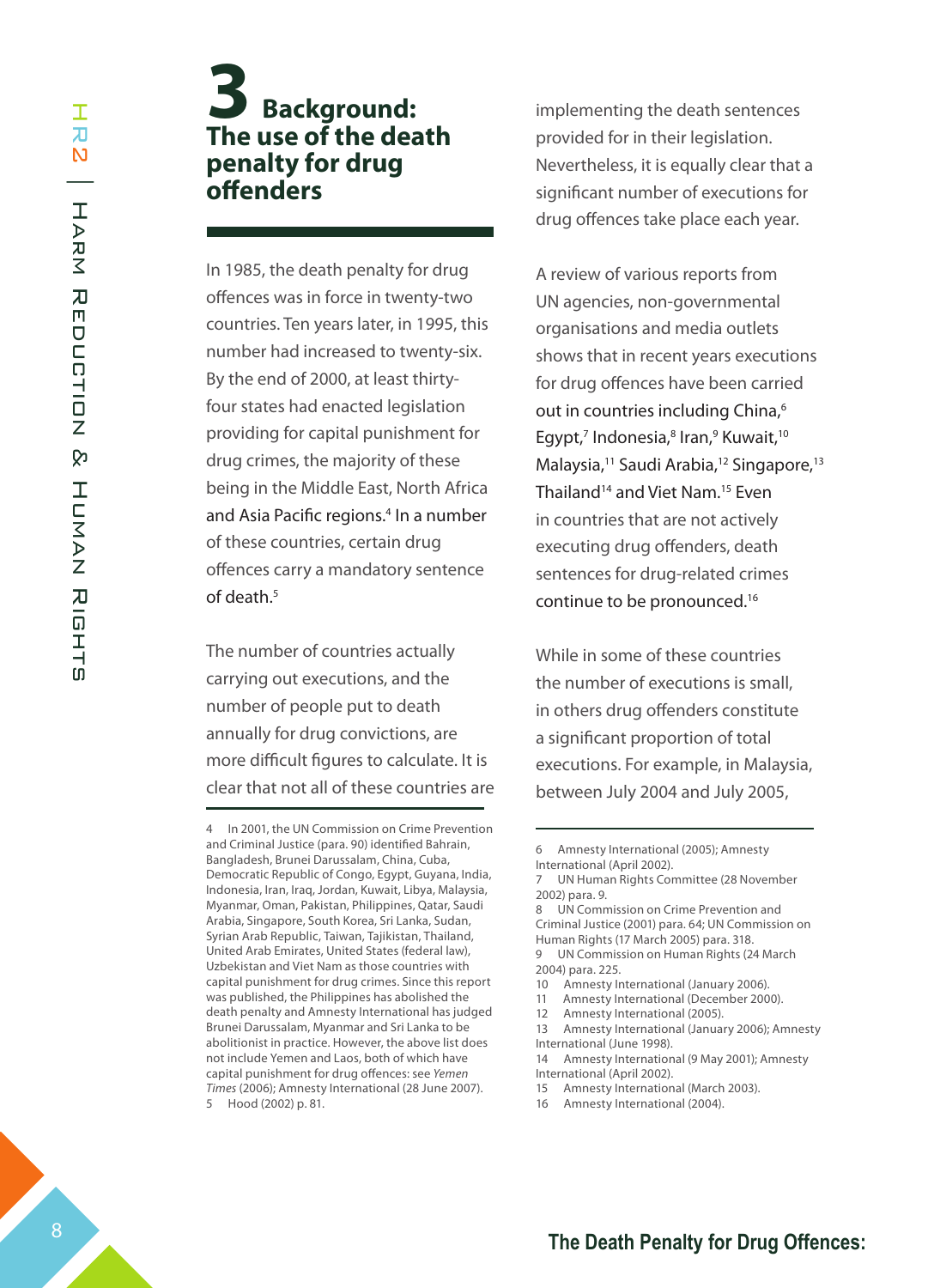# 3 Background: The use of the death penalty for drug offenders

In 1985, the death penalty for drug offences was in force in twenty-two countries. Ten years later, in 1995, this number had increased to twenty-six. By the end of 2000, at least thirty-four states had enacted legislation providing for capital punishment for drug crimes, the majority of these being in the Middle East, North Africa and Asia Pacific regions.[4] In a number of these countries, certain drug offences carry a mandatory sentence of death.[5]

The number of countries actually carrying out executions, and the number of people put to death annually for drug convictions, are more difficult figures to calculate. It is clear that not all of these countries are implementing the death sentences provided for in their legislation. Nevertheless, it is equally clear that a significant number of executions for drug offences take place each year.

A review of various reports from UN agencies, non-governmental organisations and media outlets shows that in recent years executions for drug offences have been carried out in countries including China,[6] Egypt,[7] Indonesia,[8] Iran,[9] Kuwait,[10] Malaysia,[11] Saudi Arabia,[12] Singapore,[13] Thailand[14] and Viet Nam.[15] Even in countries that are not actively executing drug offenders, death sentences for drug-related crimes continue to be pronounced.[16]

While in some of these countries the number of executions is small, in others drug offenders constitute a significant proportion of total executions. For example, in Malaysia, between July 2004 and July 2005,

---

4 In 2001, the UN Commission on Crime Prevention and Criminal Justice (para. 90) identified Bahrain, Bangladesh, Brunei Darussalam, China, Cuba, Democratic Republic of Congo, Egypt, Guyana, India, Indonesia, Iran, Iraq, Jordan, Kuwait, Libya, Malaysia, Myanmar, Oman, Pakistan, Philippines, Qatar, Saudi Arabia, Singapore, South Korea, Sri Lanka, Sudan, Syrian Arab Republic, Taiwan, Tajikistan, Thailand, United Arab Emirates, United States (federal law), Uzbekistan and Viet Nam as those countries with capital punishment for drug crimes. Since this report was published, the Philippines has abolished the death penalty and Amnesty International has judged Brunei Darussalam, Myanmar and Sri Lanka to be abolitionist in practice. However, the above list does not include Yemen and Laos, both of which have capital punishment for drug offences: see *Yemen Times* (2006); Amnesty International (28 June 2007).

5 Hood (2002) p. 81.

6 Amnesty International (2005); Amnesty International (April 2002).

7 UN Human Rights Committee (28 November 2002) para. 9.

8 UN Commission on Crime Prevention and Criminal Justice (2001) para. 64; UN Commission on Human Rights (17 March 2005) para. 318.

9 UN Commission on Human Rights (24 March 2004) para. 225.

10 Amnesty International (January 2006).

11 Amnesty International (December 2000).

12 Amnesty International (2005).

13 Amnesty International (January 2006); Amnesty International (June 1998).

14 Amnesty International (9 May 2001); Amnesty International (April 2002).

15 Amnesty International (March 2003).

16 Amnesty International (2004).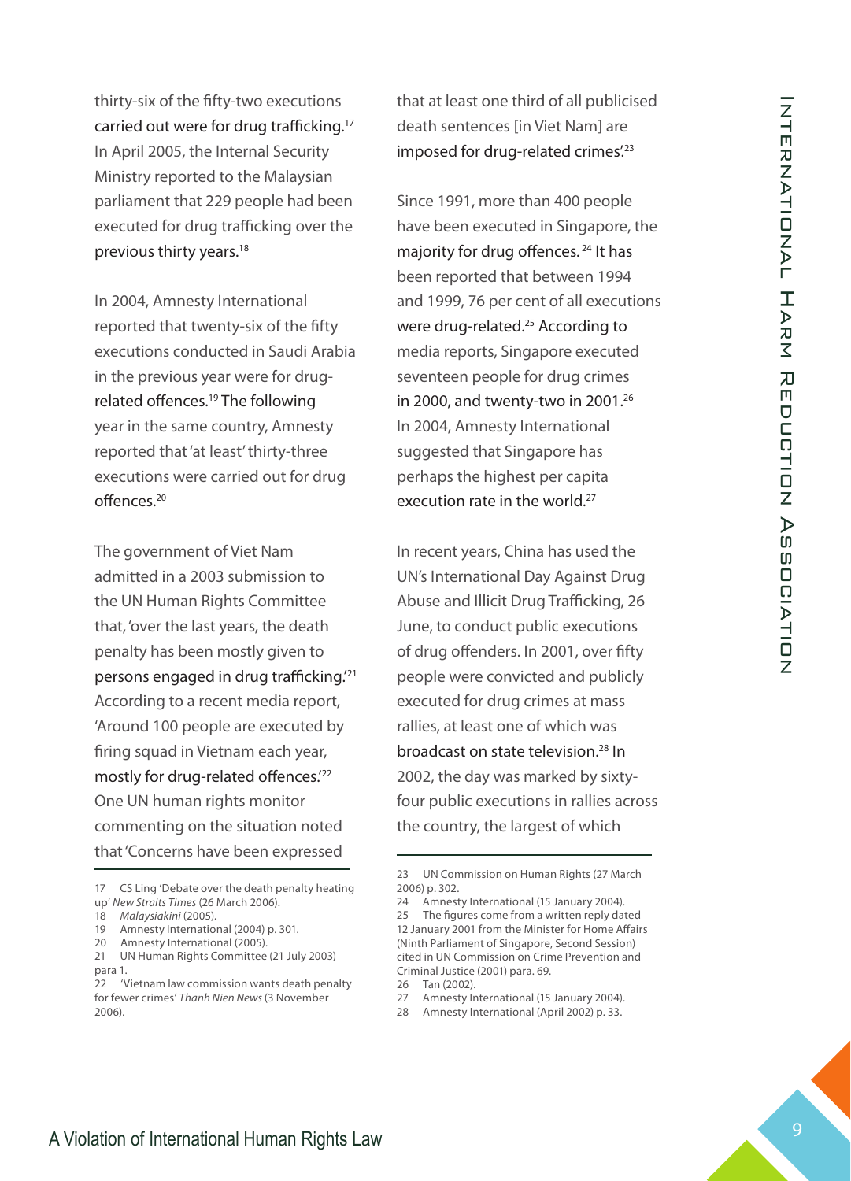thirty-six of the fifty-two executions carried out were for drug trafficking.[17] In April 2005, the Internal Security Ministry reported to the Malaysian parliament that 229 people had been executed for drug trafficking over the previous thirty years.[18]

In 2004, Amnesty International reported that twenty-six of the fifty executions conducted in Saudi Arabia in the previous year were for drug-related offences.[19] The following year in the same country, Amnesty reported that 'at least' thirty-three executions were carried out for drug offences.[20]

The government of Viet Nam admitted in a 2003 submission to the UN Human Rights Committee that, 'over the last years, the death penalty has been mostly given to persons engaged in drug trafficking.'[21] According to a recent media report, 'Around 100 people are executed by firing squad in Vietnam each year, mostly for drug-related offences.'[22] One UN human rights monitor commenting on the situation noted that 'Concerns have been expressed that at least one third of all publicised death sentences [in Viet Nam] are imposed for drug-related crimes'.[23]

Since 1991, more than 400 people have been executed in Singapore, the majority for drug offences.[24] It has been reported that between 1994 and 1999, 76 per cent of all executions were drug-related.[25] According to media reports, Singapore executed seventeen people for drug crimes in 2000, and twenty-two in 2001.[26] In 2004, Amnesty International suggested that Singapore has perhaps the highest per capita execution rate in the world.[27]

In recent years, China has used the UN's International Day Against Drug Abuse and Illicit Drug Trafficking, 26 June, to conduct public executions of drug offenders. In 2001, over fifty people were convicted and publicly executed for drug crimes at mass rallies, at least one of which was broadcast on state television.[28] In 2002, the day was marked by sixty-four public executions in rallies across the country, the largest of which

---

17 CS Ling 'Debate over the death penalty heating up' *New Straits Times* (26 March 2006).

18 *Malaysiakini* (2005).

19 Amnesty International (2004) p. 301.

20 Amnesty International (2005).

21 UN Human Rights Committee (21 July 2003) para 1.

22 'Vietnam law commission wants death penalty for fewer crimes' *Thanh Nien News* (3 November 2006).

23 UN Commission on Human Rights (27 March 2006) p. 302.

24 Amnesty International (15 January 2004).

25 The figures come from a written reply dated 12 January 2001 from the Minister for Home Affairs (Ninth Parliament of Singapore, Second Session) cited in UN Commission on Crime Prevention and Criminal Justice (2001) para. 69.

26 Tan (2002).

27 Amnesty International (15 January 2004).

28 Amnesty International (April 2002) p. 33.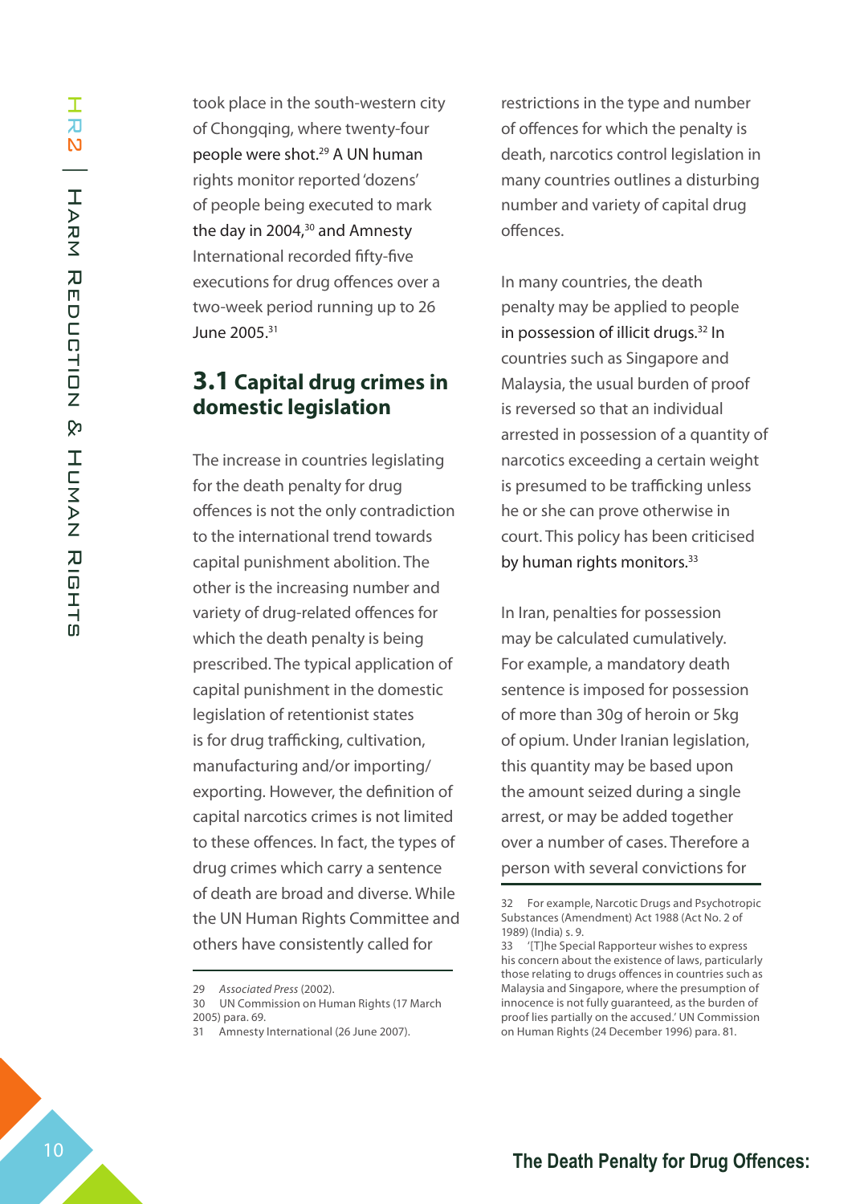took place in the south-western city of Chongqing, where twenty-four people were shot.[29] A UN human rights monitor reported 'dozens' of people being executed to mark the day in 2004,[30] and Amnesty International recorded fifty-five executions for drug offences over a two-week period running up to 26 June 2005.[31]

## 3.1 Capital drug crimes in domestic legislation

The increase in countries legislating for the death penalty for drug offences is not the only contradiction to the international trend towards capital punishment abolition. The other is the increasing number and variety of drug-related offences for which the death penalty is being prescribed. The typical application of capital punishment in the domestic legislation of retentionist states is for drug trafficking, cultivation, manufacturing and/or importing/exporting. However, the definition of capital narcotics crimes is not limited to these offences. In fact, the types of drug crimes which carry a sentence of death are broad and diverse. While the UN Human Rights Committee and others have consistently called for restrictions in the type and number of offences for which the penalty is death, narcotics control legislation in many countries outlines a disturbing number and variety of capital drug offences.

In many countries, the death penalty may be applied to people in possession of illicit drugs.[32] In countries such as Singapore and Malaysia, the usual burden of proof is reversed so that an individual arrested in possession of a quantity of narcotics exceeding a certain weight is presumed to be trafficking unless he or she can prove otherwise in court. This policy has been criticised by human rights monitors.[33]

In Iran, penalties for possession may be calculated cumulatively. For example, a mandatory death sentence is imposed for possession of more than 30g of heroin or 5kg of opium. Under Iranian legislation, this quantity may be based upon the amount seized during a single arrest, or may be added together over a number of cases. Therefore a person with several convictions for

---

29 *Associated Press* (2002).

30 UN Commission on Human Rights (17 March 2005) para. 69.

31 Amnesty International (26 June 2007).

32 For example, Narcotic Drugs and Psychotropic Substances (Amendment) Act 1988 (Act No. 2 of 1989) (India) s. 9.

33 '[T]he Special Rapporteur wishes to express his concern about the existence of laws, particularly those relating to drugs offences in countries such as Malaysia and Singapore, where the presumption of innocence is not fully guaranteed, as the burden of proof lies partially on the accused.' UN Commission on Human Rights (24 December 1996) para. 81.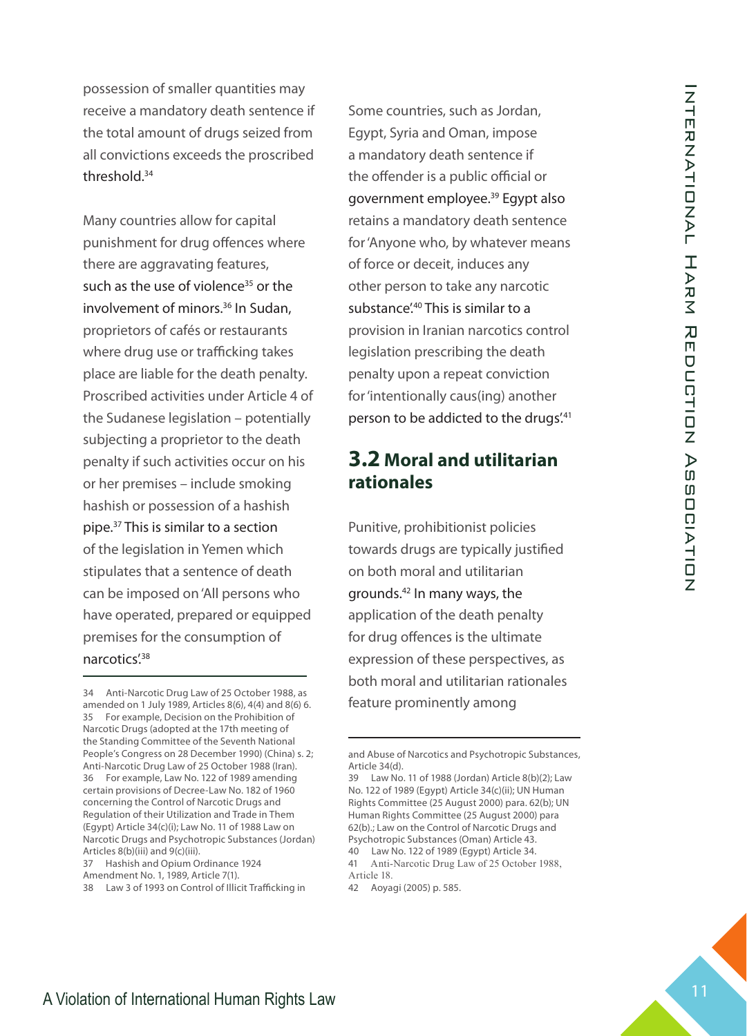possession of smaller quantities may receive a mandatory death sentence if the total amount of drugs seized from all convictions exceeds the proscribed threshold.[34]

Many countries allow for capital punishment for drug offences where there are aggravating features, such as the use of violence[35] or the involvement of minors.[36] In Sudan, proprietors of cafés or restaurants where drug use or trafficking takes place are liable for the death penalty. Proscribed activities under Article 4 of the Sudanese legislation – potentially subjecting a proprietor to the death penalty if such activities occur on his or her premises – include smoking hashish or possession of a hashish pipe.[37] This is similar to a section of the legislation in Yemen which stipulates that a sentence of death can be imposed on 'All persons who have operated, prepared or equipped premises for the consumption of narcotics'.[38]

Some countries, such as Jordan, Egypt, Syria and Oman, impose a mandatory death sentence if the offender is a public official or government employee.[39] Egypt also retains a mandatory death sentence for 'Anyone who, by whatever means of force or deceit, induces any other person to take any narcotic substance'.[40] This is similar to a provision in Iranian narcotics control legislation prescribing the death penalty upon a repeat conviction for 'intentionally caus(ing) another person to be addicted to the drugs'.[41]

## 3.2 Moral and utilitarian rationales

Punitive, prohibitionist policies towards drugs are typically justified on both moral and utilitarian grounds.[42] In many ways, the application of the death penalty for drug offences is the ultimate expression of these perspectives, as both moral and utilitarian rationales feature prominently among

---

34 Anti-Narcotic Drug Law of 25 October 1988, as amended on 1 July 1989, Articles 8(6), 4(4) and 8(6) 6.

35 For example, Decision on the Prohibition of Narcotic Drugs (adopted at the 17th meeting of the Standing Committee of the Seventh National People's Congress on 28 December 1990) (China) s. 2; Anti-Narcotic Drug Law of 25 October 1988 (Iran).

36 For example, Law No. 122 of 1989 amending certain provisions of Decree-Law No. 182 of 1960 concerning the Control of Narcotic Drugs and Regulation of their Utilization and Trade in Them (Egypt) Article 34(c)(i); Law No. 11 of 1988 Law on Narcotic Drugs and Psychotropic Substances (Jordan) Articles 8(b)(iii) and 9(c)(iii).

37 Hashish and Opium Ordinance 1924 Amendment No. 1, 1989, Article 7(1).

38 Law 3 of 1993 on Control of Illicit Trafficking in and Abuse of Narcotics and Psychotropic Substances, Article 34(d).

39 Law No. 11 of 1988 (Jordan) Article 8(b)(2); Law No. 122 of 1989 (Egypt) Article 34(c)(ii); UN Human Rights Committee (25 August 2000) para. 62(b); UN Human Rights Committee (25 August 2000) para 62(b).; Law on the Control of Narcotic Drugs and Psychotropic Substances (Oman) Article 43.

40 Law No. 122 of 1989 (Egypt) Article 34.

41 Anti-Narcotic Drug Law of 25 October 1988, Article 18.

42 Aoyagi (2005) p. 585.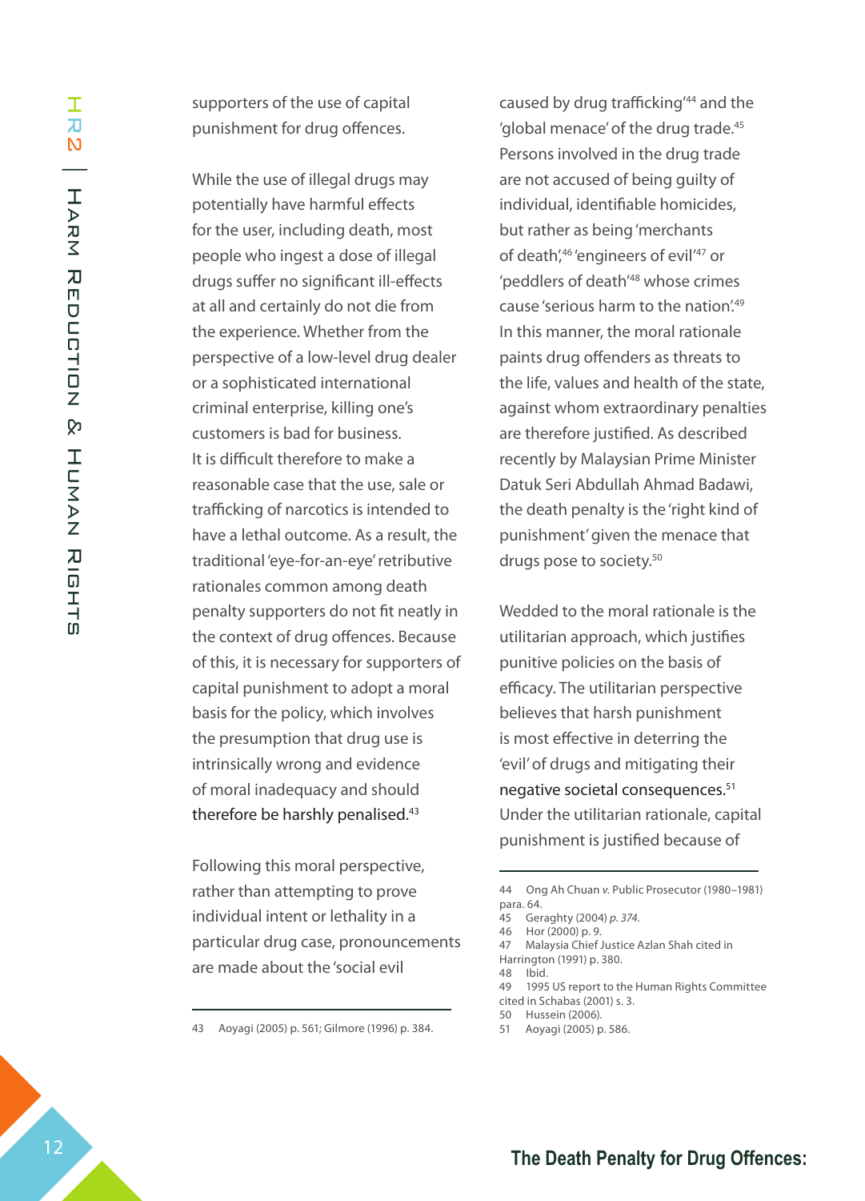supporters of the use of capital punishment for drug offences.

While the use of illegal drugs may potentially have harmful effects for the user, including death, most people who ingest a dose of illegal drugs suffer no significant ill-effects at all and certainly do not die from the experience. Whether from the perspective of a low-level drug dealer or a sophisticated international criminal enterprise, killing one's customers is bad for business. It is difficult therefore to make a reasonable case that the use, sale or trafficking of narcotics is intended to have a lethal outcome. As a result, the traditional 'eye-for-an-eye' retributive rationales common among death penalty supporters do not fit neatly in the context of drug offences. Because of this, it is necessary for supporters of capital punishment to adopt a moral basis for the policy, which involves the presumption that drug use is intrinsically wrong and evidence of moral inadequacy and should therefore be harshly penalised.[43]

Following this moral perspective, rather than attempting to prove individual intent or lethality in a particular drug case, pronouncements are made about the 'social evil caused by drug trafficking'[44] and the 'global menace' of the drug trade.[45] Persons involved in the drug trade are not accused of being guilty of individual, identifiable homicides, but rather as being 'merchants of death',[46] 'engineers of evil'[47] or 'peddlers of death'[48] whose crimes cause 'serious harm to the nation'.[49] In this manner, the moral rationale paints drug offenders as threats to the life, values and health of the state, against whom extraordinary penalties are therefore justified. As described recently by Malaysian Prime Minister Datuk Seri Abdullah Ahmad Badawi, the death penalty is the 'right kind of punishment' given the menace that drugs pose to society.[50]

Wedded to the moral rationale is the utilitarian approach, which justifies punitive policies on the basis of efficacy. The utilitarian perspective believes that harsh punishment is most effective in deterring the 'evil' of drugs and mitigating their negative societal consequences.[51] Under the utilitarian rationale, capital punishment is justified because of

---

43 Aoyagi (2005) p. 561; Gilmore (1996) p. 384.

44 Ong Ah Chuan *v.* Public Prosecutor (1980–1981) para. 64.

45 Geraghty (2004) *p. 374.*

46 Hor (2000) p. 9.

47 Malaysia Chief Justice Azlan Shah cited in Harrington (1991) p. 380.

48 Ibid.

49 1995 US report to the Human Rights Committee cited in Schabas (2001) s. 3.

50 Hussein (2006).

51 Aoyagi (2005) p. 586.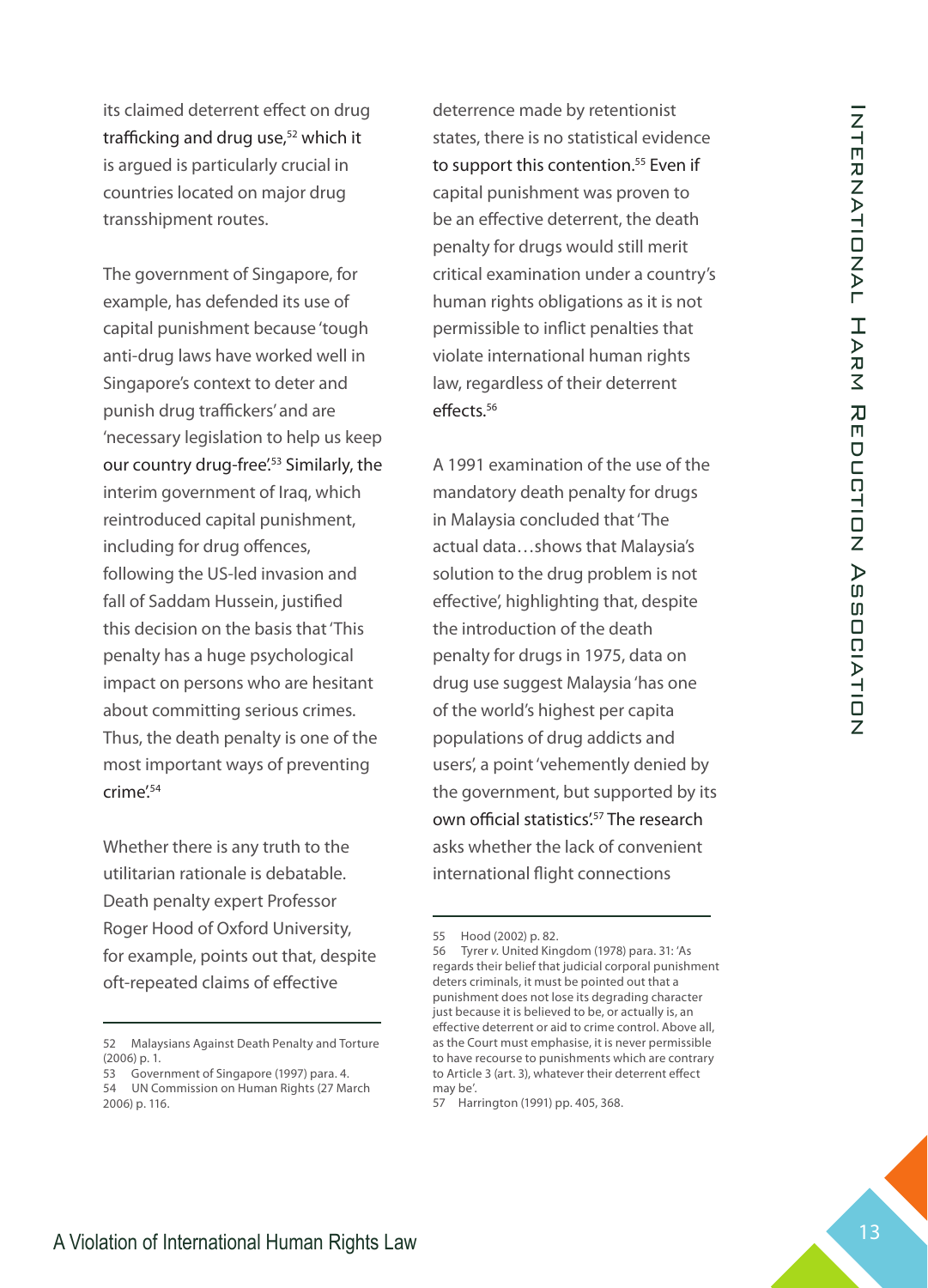its claimed deterrent effect on drug trafficking and drug use,[52] which it is argued is particularly crucial in countries located on major drug transshipment routes.

The government of Singapore, for example, has defended its use of capital punishment because 'tough anti-drug laws have worked well in Singapore's context to deter and punish drug traffickers' and are 'necessary legislation to help us keep our country drug-free'.[53] Similarly, the interim government of Iraq, which reintroduced capital punishment, including for drug offences, following the US-led invasion and fall of Saddam Hussein, justified this decision on the basis that 'This penalty has a huge psychological impact on persons who are hesitant about committing serious crimes. Thus, the death penalty is one of the most important ways of preventing crime'.[54]

Whether there is any truth to the utilitarian rationale is debatable. Death penalty expert Professor Roger Hood of Oxford University, for example, points out that, despite oft-repeated claims of effective deterrence made by retentionist states, there is no statistical evidence to support this contention.[55] Even if capital punishment was proven to be an effective deterrent, the death penalty for drugs would still merit critical examination under a country's human rights obligations as it is not permissible to inflict penalties that violate international human rights law, regardless of their deterrent effects.[56]

A 1991 examination of the use of the mandatory death penalty for drugs in Malaysia concluded that 'The actual data…shows that Malaysia's solution to the drug problem is not effective', highlighting that, despite the introduction of the death penalty for drugs in 1975, data on drug use suggest Malaysia 'has one of the world's highest per capita populations of drug addicts and users', a point 'vehemently denied by the government, but supported by its own official statistics'.[57] The research asks whether the lack of convenient international flight connections

---

52 Malaysians Against Death Penalty and Torture (2006) p. 1.

53 Government of Singapore (1997) para. 4.

54 UN Commission on Human Rights (27 March 2006) p. 116.

55 Hood (2002) p. 82.

56 Tyrer *v.* United Kingdom (1978) para. 31: 'As regards their belief that judicial corporal punishment deters criminals, it must be pointed out that a punishment does not lose its degrading character just because it is believed to be, or actually is, an effective deterrent or aid to crime control. Above all, as the Court must emphasise, it is never permissible to have recourse to punishments which are contrary to Article 3 (art. 3), whatever their deterrent effect may be'.

57 Harrington (1991) pp. 405, 368.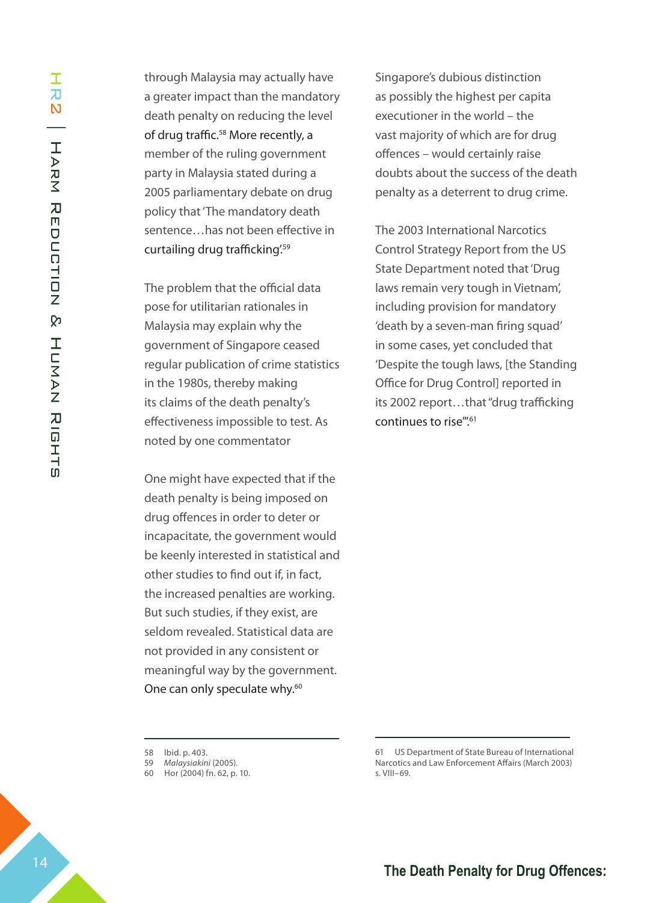through Malaysia may actually have a greater impact than the mandatory death penalty on reducing the level of drug traffic.[58] More recently, a member of the ruling government party in Malaysia stated during a 2005 parliamentary debate on drug policy that 'The mandatory death sentence…has not been effective in curtailing drug trafficking'.[59]

The problem that the official data pose for utilitarian rationales in Malaysia may explain why the government of Singapore ceased regular publication of crime statistics in the 1980s, thereby making its claims of the death penalty's effectiveness impossible to test. As noted by one commentator

> One might have expected that if the death penalty is being imposed on drug offences in order to deter or incapacitate, the government would be keenly interested in statistical and other studies to find out if, in fact, the increased penalties are working. But such studies, if they exist, are seldom revealed. Statistical data are not provided in any consistent or meaningful way by the government. One can only speculate why.[60]

Singapore's dubious distinction as possibly the highest per capita executioner in the world – the vast majority of which are for drug offences – would certainly raise doubts about the success of the death penalty as a deterrent to drug crime.

The 2003 International Narcotics Control Strategy Report from the US State Department noted that 'Drug laws remain very tough in Vietnam', including provision for mandatory 'death by a seven-man firing squad' in some cases, yet concluded that 'Despite the tough laws, [the Standing Office for Drug Control] reported in its 2002 report…that "drug trafficking continues to rise"'.[61]

---

58 Ibid. p. 403.
59 *Malaysiakini* (2005).
60 Hor (2004) fn. 62, p. 10.
61 US Department of State Bureau of International Narcotics and Law Enforcement Affairs (March 2003) s. VIII–69.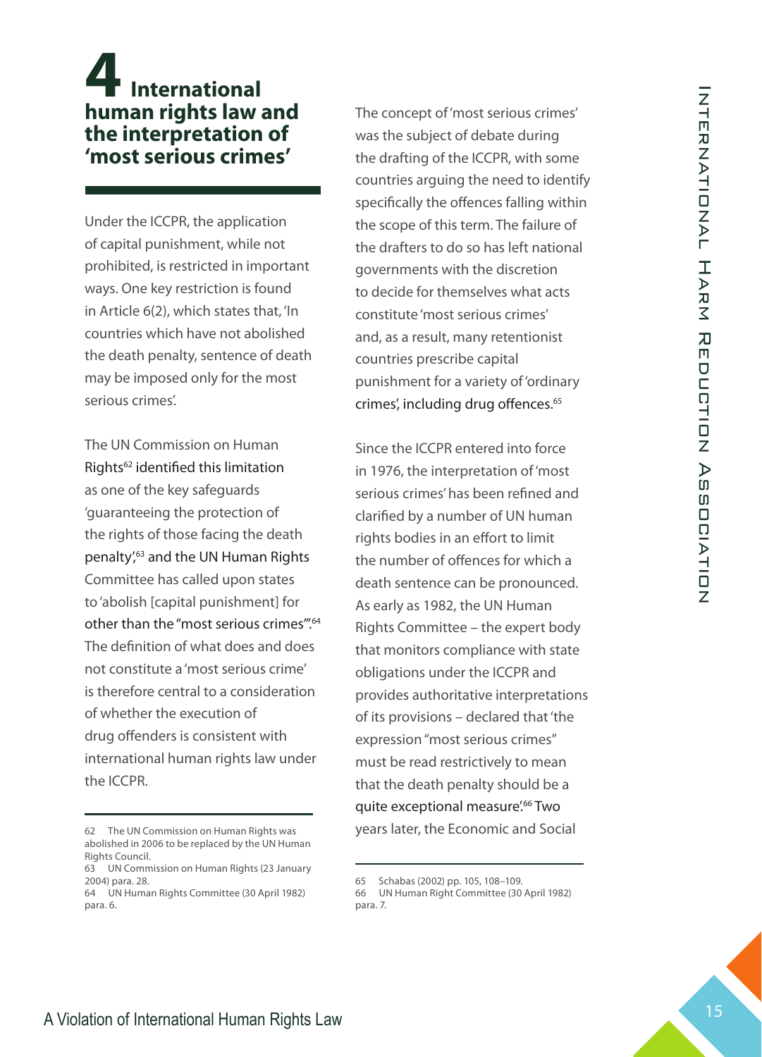# 4 International human rights law and the interpretation of 'most serious crimes'

Under the ICCPR, the application of capital punishment, while not prohibited, is restricted in important ways. One key restriction is found in Article 6(2), which states that, 'In countries which have not abolished the death penalty, sentence of death may be imposed only for the most serious crimes'.

The UN Commission on Human Rights[62] identified this limitation as one of the key safeguards 'guaranteeing the protection of the rights of those facing the death penalty',[63] and the UN Human Rights Committee has called upon states to 'abolish [capital punishment] for other than the "most serious crimes"'.[64] The definition of what does and does not constitute a 'most serious crime' is therefore central to a consideration of whether the execution of drug offenders is consistent with international human rights law under the ICCPR.

The concept of 'most serious crimes' was the subject of debate during the drafting of the ICCPR, with some countries arguing the need to identify specifically the offences falling within the scope of this term. The failure of the drafters to do so has left national governments with the discretion to decide for themselves what acts constitute 'most serious crimes' and, as a result, many retentionist countries prescribe capital punishment for a variety of 'ordinary crimes', including drug offences.[65]

Since the ICCPR entered into force in 1976, the interpretation of 'most serious crimes' has been refined and clarified by a number of UN human rights bodies in an effort to limit the number of offences for which a death sentence can be pronounced. As early as 1982, the UN Human Rights Committee – the expert body that monitors compliance with state obligations under the ICCPR and provides authoritative interpretations of its provisions – declared that 'the expression "most serious crimes" must be read restrictively to mean that the death penalty should be a quite exceptional measure'.[66] Two years later, the Economic and Social

---

62 The UN Commission on Human Rights was abolished in 2006 to be replaced by the UN Human Rights Council.

63 UN Commission on Human Rights (23 January 2004) para. 28.

64 UN Human Rights Committee (30 April 1982) para. 6.

65 Schabas (2002) pp. 105, 108–109.

66 UN Human Right Committee (30 April 1982) para. 7.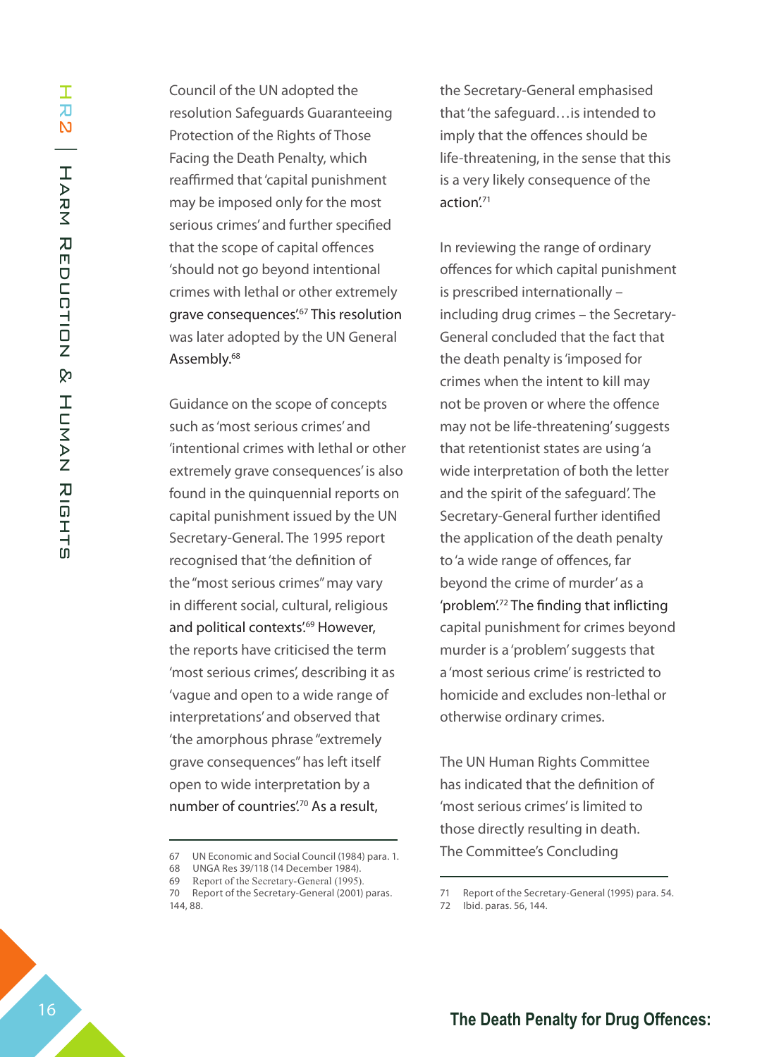Council of the UN adopted the resolution Safeguards Guaranteeing Protection of the Rights of Those Facing the Death Penalty, which reaffirmed that 'capital punishment may be imposed only for the most serious crimes' and further specified that the scope of capital offences 'should not go beyond intentional crimes with lethal or other extremely grave consequences'.[67] This resolution was later adopted by the UN General Assembly.[68]

Guidance on the scope of concepts such as 'most serious crimes' and 'intentional crimes with lethal or other extremely grave consequences' is also found in the quinquennial reports on capital punishment issued by the UN Secretary-General. The 1995 report recognised that 'the definition of the "most serious crimes" may vary in different social, cultural, religious and political contexts'.[69] However, the reports have criticised the term 'most serious crimes', describing it as 'vague and open to a wide range of interpretations' and observed that 'the amorphous phrase "extremely grave consequences" has left itself open to wide interpretation by a number of countries'.[70] As a result, the Secretary-General emphasised that 'the safeguard…is intended to imply that the offences should be life-threatening, in the sense that this is a very likely consequence of the action'.[71]

In reviewing the range of ordinary offences for which capital punishment is prescribed internationally – including drug crimes – the Secretary-General concluded that the fact that the death penalty is 'imposed for crimes when the intent to kill may not be proven or where the offence may not be life-threatening' suggests that retentionist states are using 'a wide interpretation of both the letter and the spirit of the safeguard'. The Secretary-General further identified the application of the death penalty to 'a wide range of offences, far beyond the crime of murder' as a 'problem'.[72] The finding that inflicting capital punishment for crimes beyond murder is a 'problem' suggests that a 'most serious crime' is restricted to homicide and excludes non-lethal or otherwise ordinary crimes.

The UN Human Rights Committee has indicated that the definition of 'most serious crimes' is limited to those directly resulting in death. The Committee's Concluding

---

67 UN Economic and Social Council (1984) para. 1.
68 UNGA Res 39/118 (14 December 1984).
69 Report of the Secretary-General (1995).
70 Report of the Secretary-General (2001) paras. 144, 88.
71 Report of the Secretary-General (1995) para. 54.
72 Ibid. paras. 56, 144.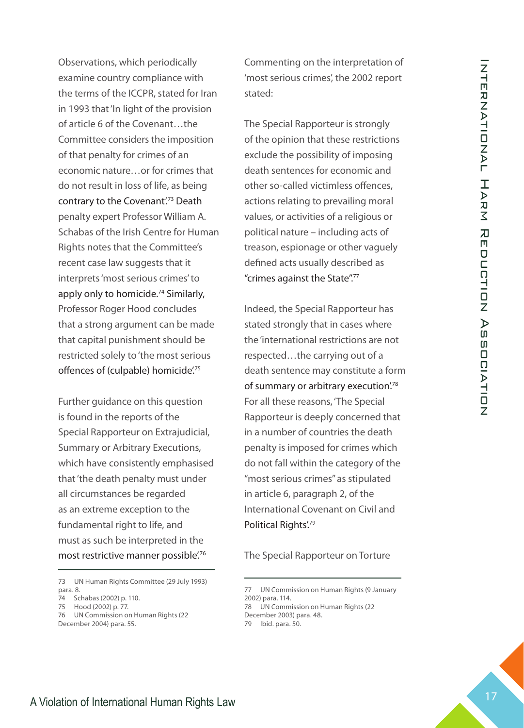Observations, which periodically examine country compliance with the terms of the ICCPR, stated for Iran in 1993 that 'In light of the provision of article 6 of the Covenant…the Committee considers the imposition of that penalty for crimes of an economic nature…or for crimes that do not result in loss of life, as being contrary to the Covenant'.[73] Death penalty expert Professor William A. Schabas of the Irish Centre for Human Rights notes that the Committee's recent case law suggests that it interprets 'most serious crimes' to apply only to homicide.[74] Similarly, Professor Roger Hood concludes that a strong argument can be made that capital punishment should be restricted solely to 'the most serious offences of (culpable) homicide'.[75]

Further guidance on this question is found in the reports of the Special Rapporteur on Extrajudicial, Summary or Arbitrary Executions, which have consistently emphasised that 'the death penalty must under all circumstances be regarded as an extreme exception to the fundamental right to life, and must as such be interpreted in the most restrictive manner possible'.[76]

Commenting on the interpretation of 'most serious crimes', the 2002 report stated:

The Special Rapporteur is strongly of the opinion that these restrictions exclude the possibility of imposing death sentences for economic and other so-called victimless offences, actions relating to prevailing moral values, or activities of a religious or political nature – including acts of treason, espionage or other vaguely defined acts usually described as "crimes against the State".[77]

Indeed, the Special Rapporteur has stated strongly that in cases where the 'international restrictions are not respected…the carrying out of a death sentence may constitute a form of summary or arbitrary execution'.[78] For all these reasons, 'The Special Rapporteur is deeply concerned that in a number of countries the death penalty is imposed for crimes which do not fall within the category of the "most serious crimes" as stipulated in article 6, paragraph 2, of the International Covenant on Civil and Political Rights'.[79]

The Special Rapporteur on Torture

---

73 UN Human Rights Committee (29 July 1993) para. 8.
74 Schabas (2002) p. 110.
75 Hood (2002) p. 77.
76 UN Commission on Human Rights (22 December 2004) para. 55.
77 UN Commission on Human Rights (9 January 2002) para. 114.
78 UN Commission on Human Rights (22 December 2003) para. 48.
79 Ibid. para. 50.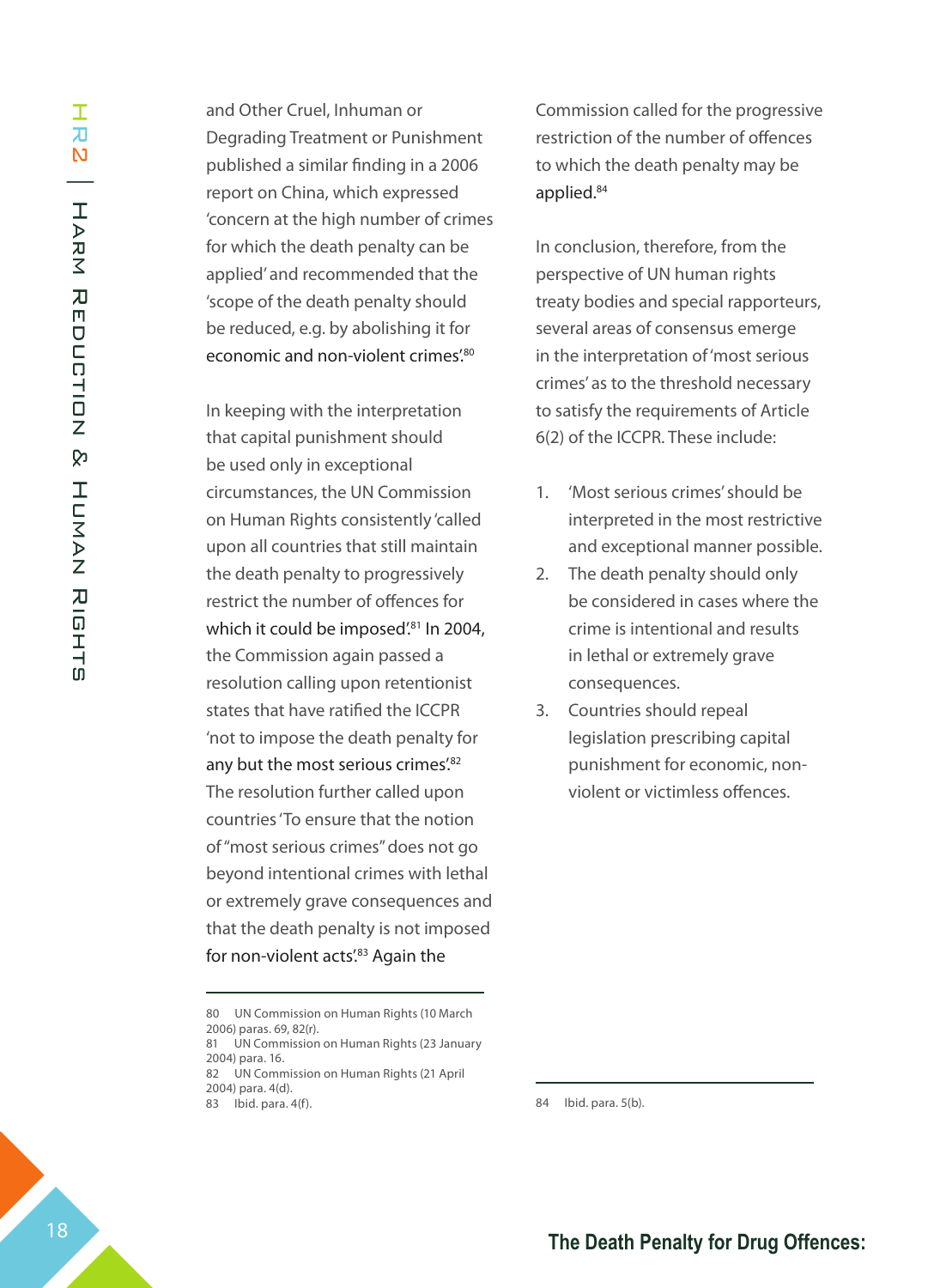and Other Cruel, Inhuman or Degrading Treatment or Punishment published a similar finding in a 2006 report on China, which expressed 'concern at the high number of crimes for which the death penalty can be applied' and recommended that the 'scope of the death penalty should be reduced, e.g. by abolishing it for economic and non-violent crimes'.[80]

In keeping with the interpretation that capital punishment should be used only in exceptional circumstances, the UN Commission on Human Rights consistently 'called upon all countries that still maintain the death penalty to progressively restrict the number of offences for which it could be imposed'.[81] In 2004, the Commission again passed a resolution calling upon retentionist states that have ratified the ICCPR 'not to impose the death penalty for any but the most serious crimes'.[82] The resolution further called upon countries 'To ensure that the notion of "most serious crimes" does not go beyond intentional crimes with lethal or extremely grave consequences and that the death penalty is not imposed for non-violent acts'.[83] Again the Commission called for the progressive restriction of the number of offences to which the death penalty may be applied.[84]

In conclusion, therefore, from the perspective of UN human rights treaty bodies and special rapporteurs, several areas of consensus emerge in the interpretation of 'most serious crimes' as to the threshold necessary to satisfy the requirements of Article 6(2) of the ICCPR. These include:

1. 'Most serious crimes' should be interpreted in the most restrictive and exceptional manner possible.
2. The death penalty should only be considered in cases where the crime is intentional and results in lethal or extremely grave consequences.
3. Countries should repeal legislation prescribing capital punishment for economic, non-violent or victimless offences.

---

80 UN Commission on Human Rights (10 March 2006) paras. 69, 82(r).
81 UN Commission on Human Rights (23 January 2004) para. 16.
82 UN Commission on Human Rights (21 April 2004) para. 4(d).
83 Ibid. para. 4(f).
84 Ibid. para. 5(b).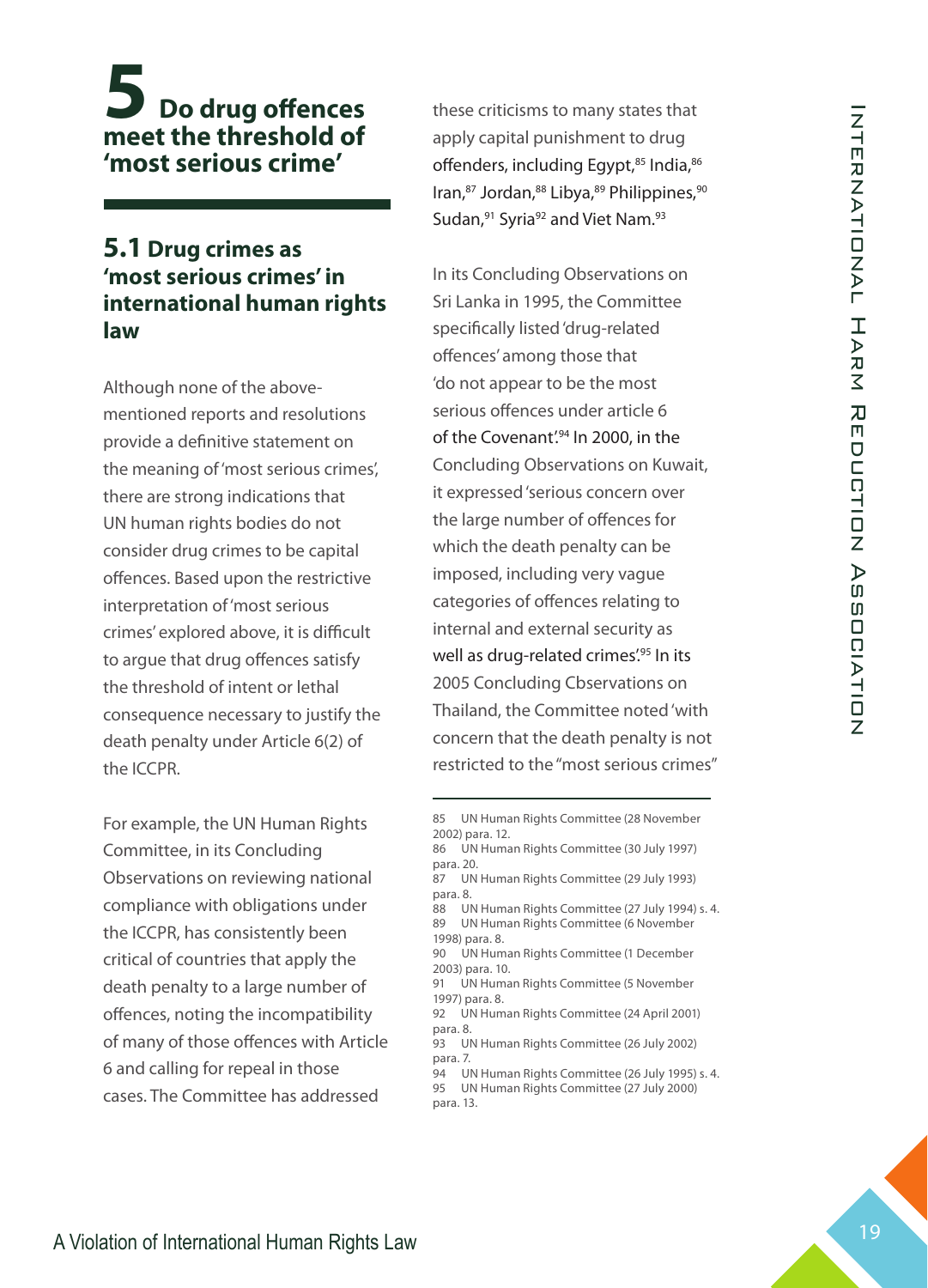# 5 Do drug offences meet the threshold of 'most serious crime'

## 5.1 Drug crimes as 'most serious crimes' in international human rights law

Although none of the above-mentioned reports and resolutions provide a definitive statement on the meaning of 'most serious crimes', there are strong indications that UN human rights bodies do not consider drug crimes to be capital offences. Based upon the restrictive interpretation of 'most serious crimes' explored above, it is difficult to argue that drug offences satisfy the threshold of intent or lethal consequence necessary to justify the death penalty under Article 6(2) of the ICCPR.

For example, the UN Human Rights Committee, in its Concluding Observations on reviewing national compliance with obligations under the ICCPR, has consistently been critical of countries that apply the death penalty to a large number of offences, noting the incompatibility of many of those offences with Article 6 and calling for repeal in those cases. The Committee has addressed these criticisms to many states that apply capital punishment to drug offenders, including Egypt,[85] India,[86] Iran,[87] Jordan,[88] Libya,[89] Philippines,[90] Sudan,[91] Syria[92] and Viet Nam.[93]

In its Concluding Observations on Sri Lanka in 1995, the Committee specifically listed 'drug-related offences' among those that 'do not appear to be the most serious offences under article 6 of the Covenant'.[94] In 2000, in the Concluding Observations on Kuwait, it expressed 'serious concern over the large number of offences for which the death penalty can be imposed, including very vague categories of offences relating to internal and external security as well as drug-related crimes'.[95] In its 2005 Concluding Cbservations on Thailand, the Committee noted 'with concern that the death penalty is not restricted to the "most serious crimes"

---

85 UN Human Rights Committee (28 November 2002) para. 12.

86 UN Human Rights Committee (30 July 1997) para. 20.

87 UN Human Rights Committee (29 July 1993) para. 8.

88 UN Human Rights Committee (27 July 1994) s. 4.

89 UN Human Rights Committee (6 November 1998) para. 8.

90 UN Human Rights Committee (1 December 2003) para. 10.

91 UN Human Rights Committee (5 November 1997) para. 8.

92 UN Human Rights Committee (24 April 2001) para. 8.

93 UN Human Rights Committee (26 July 2002) para. 7.

94 UN Human Rights Committee (26 July 1995) s. 4.

95 UN Human Rights Committee (27 July 2000) para. 13.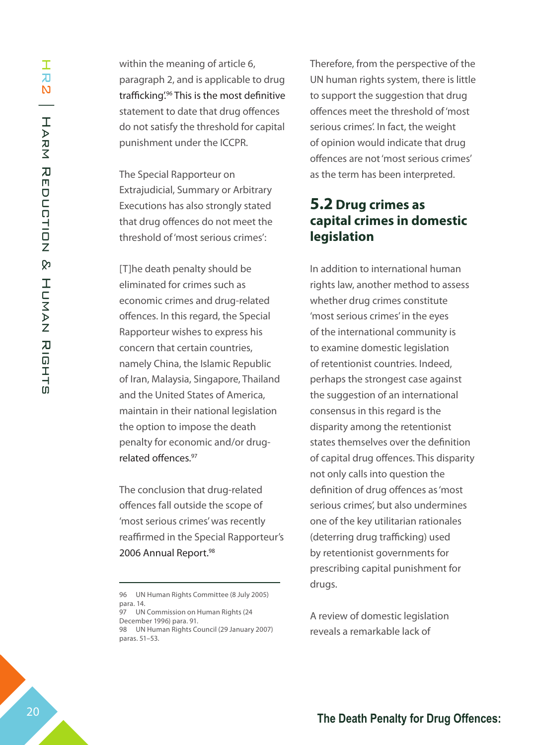within the meaning of article 6, paragraph 2, and is applicable to drug trafficking'.[96] This is the most definitive statement to date that drug offences do not satisfy the threshold for capital punishment under the ICCPR.

The Special Rapporteur on Extrajudicial, Summary or Arbitrary Executions has also strongly stated that drug offences do not meet the threshold of 'most serious crimes':

> [T]he death penalty should be eliminated for crimes such as economic crimes and drug-related offences. In this regard, the Special Rapporteur wishes to express his concern that certain countries, namely China, the Islamic Republic of Iran, Malaysia, Singapore, Thailand and the United States of America, maintain in their national legislation the option to impose the death penalty for economic and/or drug-related offences.[97]

The conclusion that drug-related offences fall outside the scope of 'most serious crimes' was recently reaffirmed in the Special Rapporteur's 2006 Annual Report.[98]

Therefore, from the perspective of the UN human rights system, there is little to support the suggestion that drug offences meet the threshold of 'most serious crimes'. In fact, the weight of opinion would indicate that drug offences are not 'most serious crimes' as the term has been interpreted.

## 5.2 Drug crimes as capital crimes in domestic legislation

In addition to international human rights law, another method to assess whether drug crimes constitute 'most serious crimes' in the eyes of the international community is to examine domestic legislation of retentionist countries. Indeed, perhaps the strongest case against the suggestion of an international consensus in this regard is the disparity among the retentionist states themselves over the definition of capital drug offences. This disparity not only calls into question the definition of drug offences as 'most serious crimes', but also undermines one of the key utilitarian rationales (deterring drug trafficking) used by retentionist governments for prescribing capital punishment for drugs.

A review of domestic legislation reveals a remarkable lack of

---

96 UN Human Rights Committee (8 July 2005) para. 14.

97 UN Commission on Human Rights (24 December 1996) para. 91.

98 UN Human Rights Council (29 January 2007) paras. 51–53.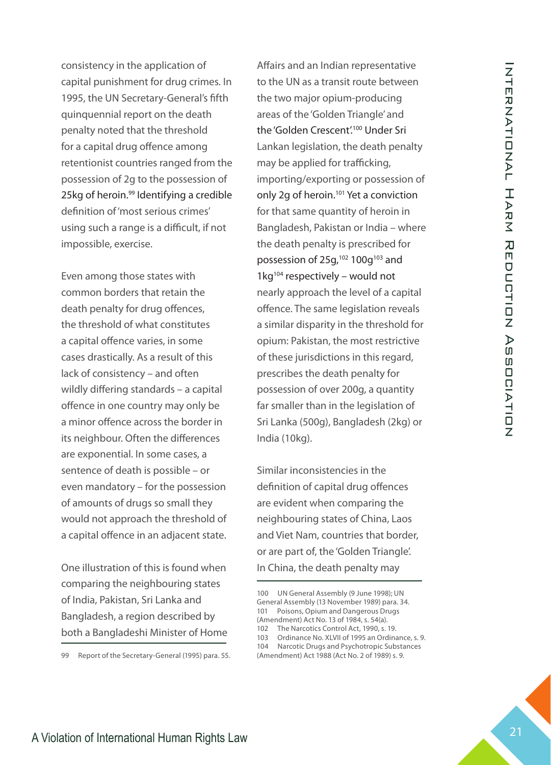consistency in the application of capital punishment for drug crimes. In 1995, the UN Secretary-General's fifth quinquennial report on the death penalty noted that the threshold for a capital drug offence among retentionist countries ranged from the possession of 2g to the possession of 25kg of heroin.[99] Identifying a credible definition of 'most serious crimes' using such a range is a difficult, if not impossible, exercise.

Even among those states with common borders that retain the death penalty for drug offences, the threshold of what constitutes a capital offence varies, in some cases drastically. As a result of this lack of consistency – and often wildly differing standards – a capital offence in one country may only be a minor offence across the border in its neighbour. Often the differences are exponential. In some cases, a sentence of death is possible – or even mandatory – for the possession of amounts of drugs so small they would not approach the threshold of a capital offence in an adjacent state.

One illustration of this is found when comparing the neighbouring states of India, Pakistan, Sri Lanka and Bangladesh, a region described by both a Bangladeshi Minister of Home Affairs and an Indian representative to the UN as a transit route between the two major opium-producing areas of the 'Golden Triangle' and the 'Golden Crescent'.[100] Under Sri Lankan legislation, the death penalty may be applied for trafficking, importing/exporting or possession of only 2g of heroin.[101] Yet a conviction for that same quantity of heroin in Bangladesh, Pakistan or India – where the death penalty is prescribed for possession of 25g,[102] 100g[103] and 1kg[104] respectively – would not nearly approach the level of a capital offence. The same legislation reveals a similar disparity in the threshold for opium: Pakistan, the most restrictive of these jurisdictions in this regard, prescribes the death penalty for possession of over 200g, a quantity far smaller than in the legislation of Sri Lanka (500g), Bangladesh (2kg) or India (10kg).

Similar inconsistencies in the definition of capital drug offences are evident when comparing the neighbouring states of China, Laos and Viet Nam, countries that border, or are part of, the 'Golden Triangle'. In China, the death penalty may

---

99 Report of the Secretary-General (1995) para. 55.

100 UN General Assembly (9 June 1998); UN General Assembly (13 November 1989) para. 34.

101 Poisons, Opium and Dangerous Drugs (Amendment) Act No. 13 of 1984, s. 54(a).

102 The Narcotics Control Act, 1990, s. 19.

103 Ordinance No. XLVII of 1995 an Ordinance, s. 9.

104 Narcotic Drugs and Psychotropic Substances (Amendment) Act 1988 (Act No. 2 of 1989) s. 9.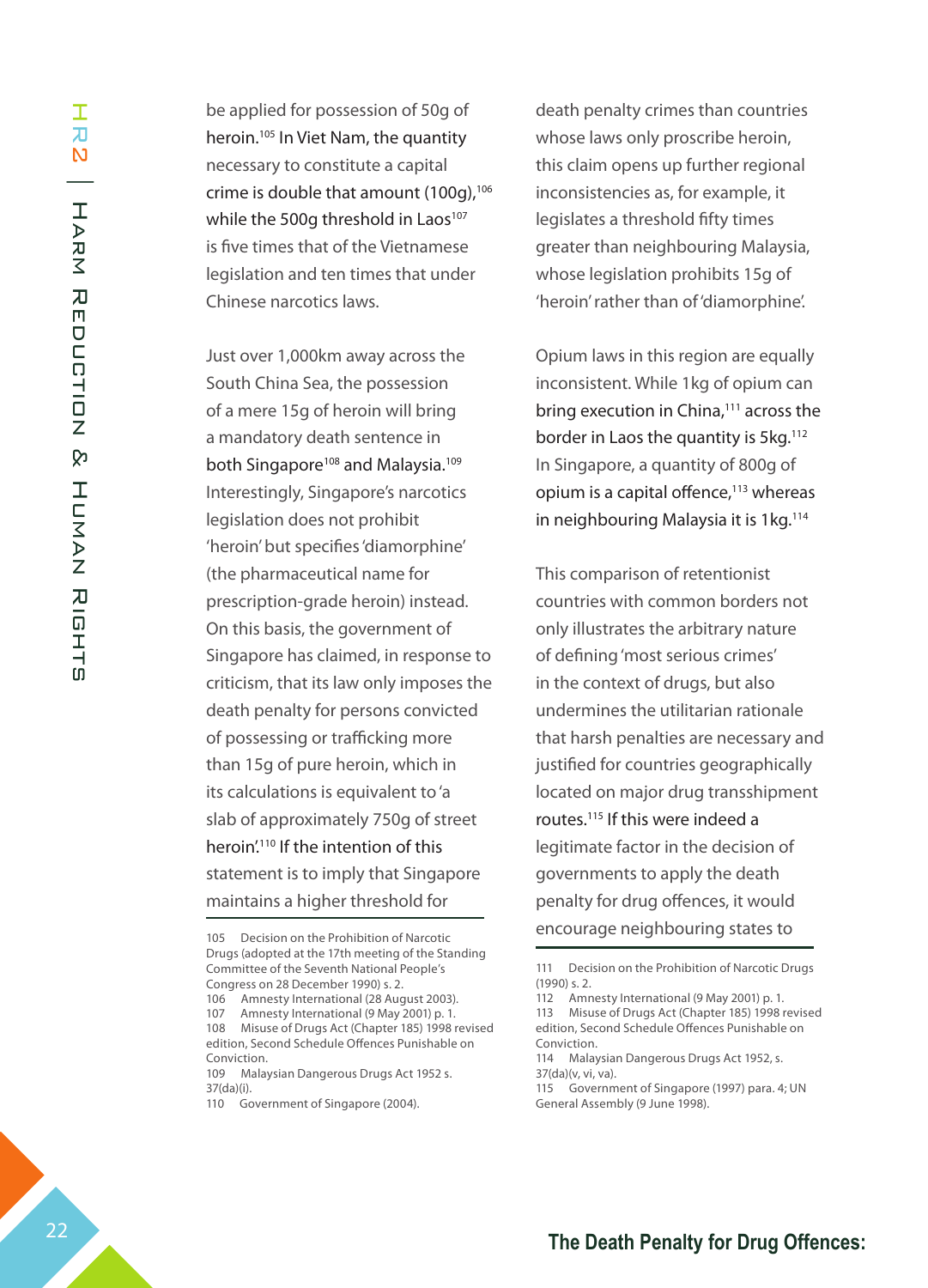be applied for possession of 50g of heroin.[105] In Viet Nam, the quantity necessary to constitute a capital crime is double that amount (100g),[106] while the 500g threshold in Laos[107] is five times that of the Vietnamese legislation and ten times that under Chinese narcotics laws.

Just over 1,000km away across the South China Sea, the possession of a mere 15g of heroin will bring a mandatory death sentence in both Singapore[108] and Malaysia.[109] Interestingly, Singapore's narcotics legislation does not prohibit 'heroin' but specifies 'diamorphine' (the pharmaceutical name for prescription-grade heroin) instead. On this basis, the government of Singapore has claimed, in response to criticism, that its law only imposes the death penalty for persons convicted of possessing or trafficking more than 15g of pure heroin, which in its calculations is equivalent to 'a slab of approximately 750g of street heroin'.[110] If the intention of this statement is to imply that Singapore maintains a higher threshold for death penalty crimes than countries whose laws only proscribe heroin, this claim opens up further regional inconsistencies as, for example, it legislates a threshold fifty times greater than neighbouring Malaysia, whose legislation prohibits 15g of 'heroin' rather than of 'diamorphine'.

Opium laws in this region are equally inconsistent. While 1kg of opium can bring execution in China,[111] across the border in Laos the quantity is 5kg.[112] In Singapore, a quantity of 800g of opium is a capital offence,[113] whereas in neighbouring Malaysia it is 1kg.[114]

This comparison of retentionist countries with common borders not only illustrates the arbitrary nature of defining 'most serious crimes' in the context of drugs, but also undermines the utilitarian rationale that harsh penalties are necessary and justified for countries geographically located on major drug transshipment routes.[115] If this were indeed a legitimate factor in the decision of governments to apply the death penalty for drug offences, it would encourage neighbouring states to

---

105 Decision on the Prohibition of Narcotic Drugs (adopted at the 17th meeting of the Standing Committee of the Seventh National People's Congress on 28 December 1990) s. 2.

106 Amnesty International (28 August 2003).

107 Amnesty International (9 May 2001) p. 1.

108 Misuse of Drugs Act (Chapter 185) 1998 revised edition, Second Schedule Offences Punishable on Conviction.

109 Malaysian Dangerous Drugs Act 1952 s. 37(da)(i).

110 Government of Singapore (2004).

111 Decision on the Prohibition of Narcotic Drugs (1990) s. 2.

112 Amnesty International (9 May 2001) p. 1.

113 Misuse of Drugs Act (Chapter 185) 1998 revised edition, Second Schedule Offences Punishable on Conviction.

114 Malaysian Dangerous Drugs Act 1952, s. 37(da)(v, vi, va).

115 Government of Singapore (1997) para. 4; UN General Assembly (9 June 1998).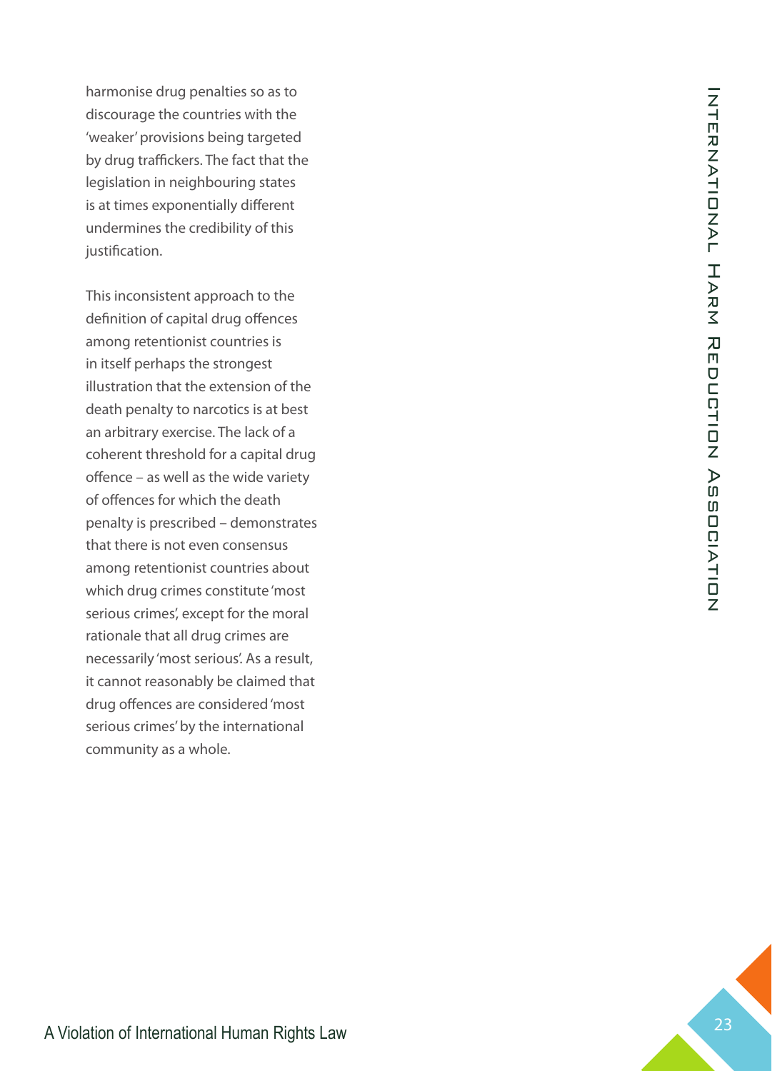harmonise drug penalties so as to discourage the countries with the 'weaker' provisions being targeted by drug traffickers. The fact that the legislation in neighbouring states is at times exponentially different undermines the credibility of this justification.

This inconsistent approach to the definition of capital drug offences among retentionist countries is in itself perhaps the strongest illustration that the extension of the death penalty to narcotics is at best an arbitrary exercise. The lack of a coherent threshold for a capital drug offence – as well as the wide variety of offences for which the death penalty is prescribed – demonstrates that there is not even consensus among retentionist countries about which drug crimes constitute 'most serious crimes', except for the moral rationale that all drug crimes are necessarily 'most serious'. As a result, it cannot reasonably be claimed that drug offences are considered 'most serious crimes' by the international community as a whole.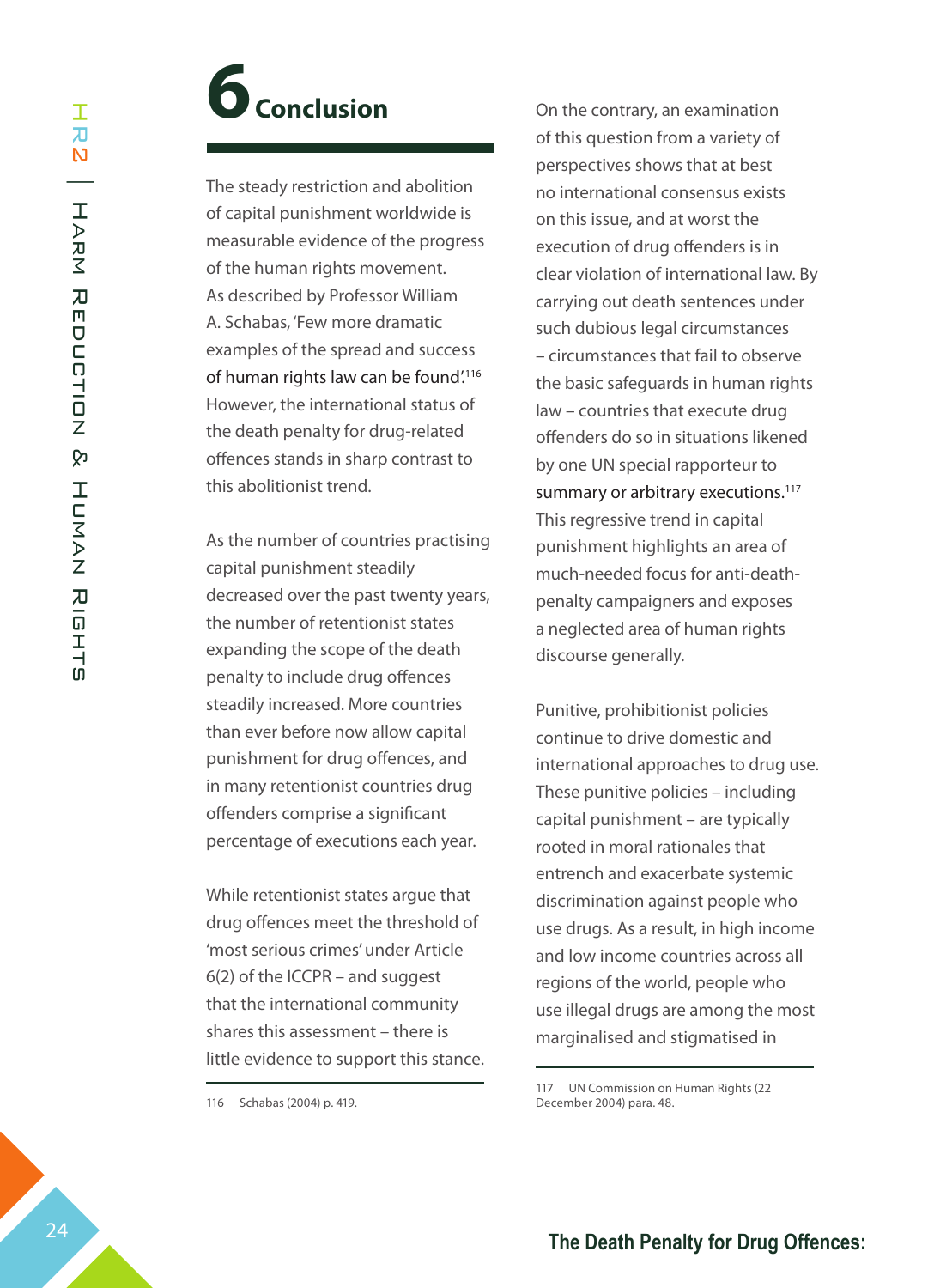# 6 Conclusion

The steady restriction and abolition of capital punishment worldwide is measurable evidence of the progress of the human rights movement. As described by Professor William A. Schabas, 'Few more dramatic examples of the spread and success of human rights law can be found'.[116] However, the international status of the death penalty for drug-related offences stands in sharp contrast to this abolitionist trend.

As the number of countries practising capital punishment steadily decreased over the past twenty years, the number of retentionist states expanding the scope of the death penalty to include drug offences steadily increased. More countries than ever before now allow capital punishment for drug offences, and in many retentionist countries drug offenders comprise a significant percentage of executions each year.

While retentionist states argue that drug offences meet the threshold of 'most serious crimes' under Article 6(2) of the ICCPR – and suggest that the international community shares this assessment – there is little evidence to support this stance.

On the contrary, an examination of this question from a variety of perspectives shows that at best no international consensus exists on this issue, and at worst the execution of drug offenders is in clear violation of international law. By carrying out death sentences under such dubious legal circumstances – circumstances that fail to observe the basic safeguards in human rights law – countries that execute drug offenders do so in situations likened by one UN special rapporteur to summary or arbitrary executions.[117] This regressive trend in capital punishment highlights an area of much-needed focus for anti-death-penalty campaigners and exposes a neglected area of human rights discourse generally.

Punitive, prohibitionist policies continue to drive domestic and international approaches to drug use. These punitive policies – including capital punishment – are typically rooted in moral rationales that entrench and exacerbate systemic discrimination against people who use drugs. As a result, in high income and low income countries across all regions of the world, people who use illegal drugs are among the most marginalised and stigmatised in

116 Schabas (2004) p. 419.

117 UN Commission on Human Rights (22 December 2004) para. 48.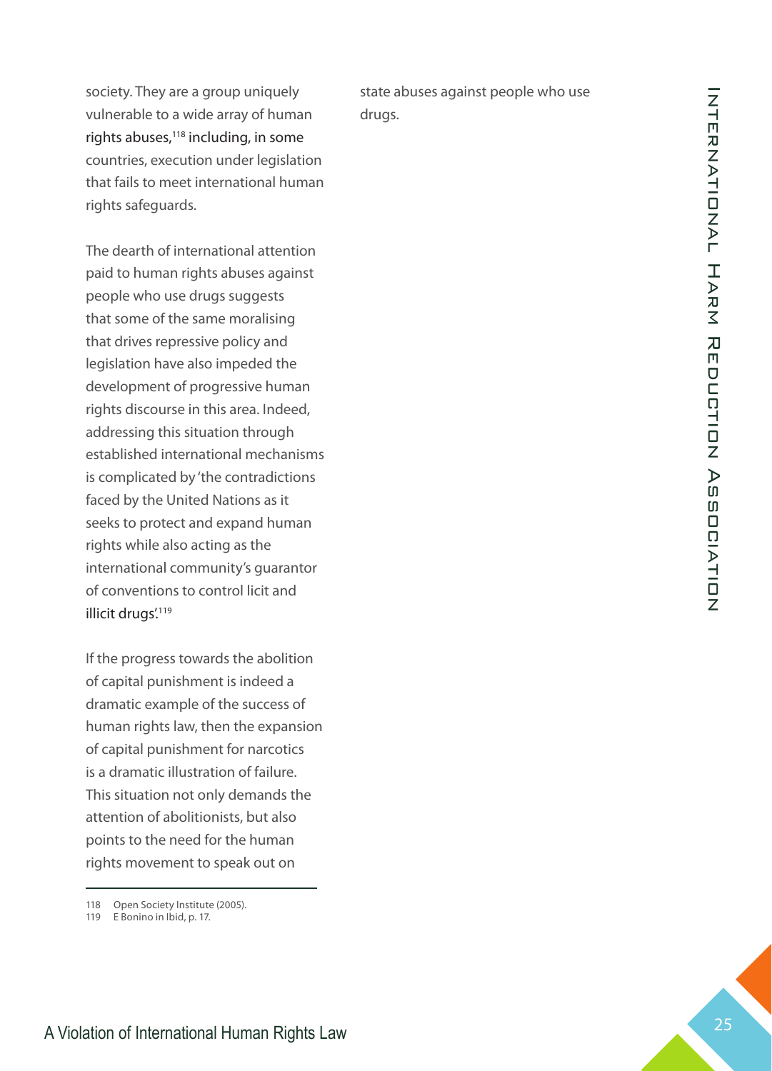society. They are a group uniquely vulnerable to a wide array of human rights abuses,[118] including, in some countries, execution under legislation that fails to meet international human rights safeguards.

The dearth of international attention paid to human rights abuses against people who use drugs suggests that some of the same moralising that drives repressive policy and legislation have also impeded the development of progressive human rights discourse in this area. Indeed, addressing this situation through established international mechanisms is complicated by 'the contradictions faced by the United Nations as it seeks to protect and expand human rights while also acting as the international community's guarantor of conventions to control licit and illicit drugs'.[119]

If the progress towards the abolition of capital punishment is indeed a dramatic example of the success of human rights law, then the expansion of capital punishment for narcotics is a dramatic illustration of failure. This situation not only demands the attention of abolitionists, but also points to the need for the human rights movement to speak out on state abuses against people who use drugs.

---

118 Open Society Institute (2005).
119 E Bonino in Ibid, p. 17.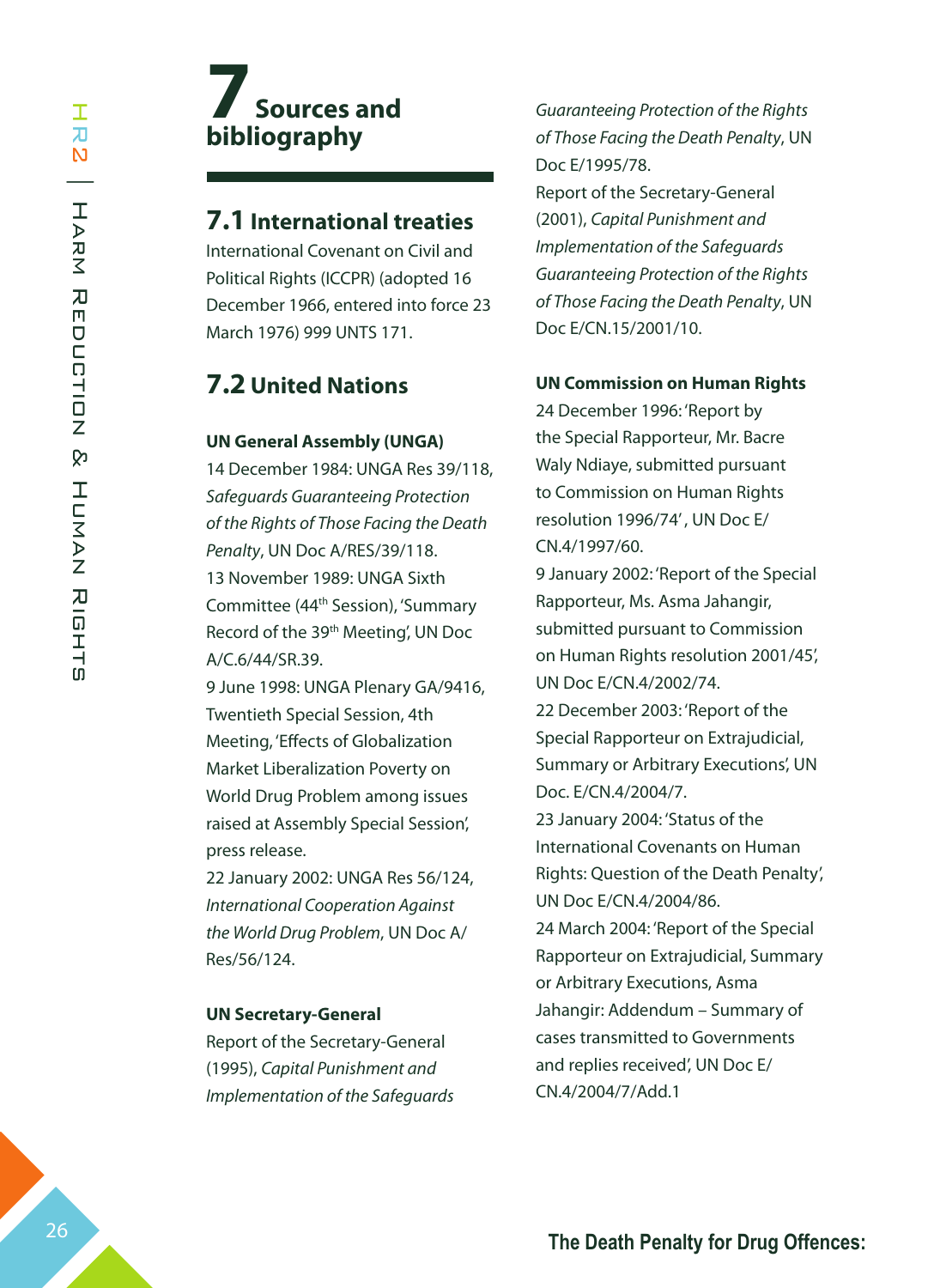# 7 Sources and bibliography

## 7.1 International treaties

International Covenant on Civil and Political Rights (ICCPR) (adopted 16 December 1966, entered into force 23 March 1976) 999 UNTS 171.

## 7.2 United Nations

### UN General Assembly (UNGA)

14 December 1984: UNGA Res 39/118, *Safeguards Guaranteeing Protection of the Rights of Those Facing the Death Penalty*, UN Doc A/RES/39/118.

13 November 1989: UNGA Sixth Committee (44th Session), 'Summary Record of the 39th Meeting', UN Doc A/C.6/44/SR.39.

9 June 1998: UNGA Plenary GA/9416, Twentieth Special Session, 4th Meeting, 'Effects of Globalization Market Liberalization Poverty on World Drug Problem among issues raised at Assembly Special Session', press release.

22 January 2002: UNGA Res 56/124, *International Cooperation Against the World Drug Problem*, UN Doc A/Res/56/124.

### UN Secretary-General

Report of the Secretary-General (1995), *Capital Punishment and Implementation of the Safeguards Guaranteeing Protection of the Rights of Those Facing the Death Penalty*, UN Doc E/1995/78.

Report of the Secretary-General (2001), *Capital Punishment and Implementation of the Safeguards Guaranteeing Protection of the Rights of Those Facing the Death Penalty*, UN Doc E/CN.15/2001/10.

### UN Commission on Human Rights

24 December 1996: 'Report by the Special Rapporteur, Mr. Bacre Waly Ndiaye, submitted pursuant to Commission on Human Rights resolution 1996/74' , UN Doc E/CN.4/1997/60.

9 January 2002: 'Report of the Special Rapporteur, Ms. Asma Jahangir, submitted pursuant to Commission on Human Rights resolution 2001/45', UN Doc E/CN.4/2002/74.

22 December 2003: 'Report of the Special Rapporteur on Extrajudicial, Summary or Arbitrary Executions', UN Doc. E/CN.4/2004/7.

23 January 2004: 'Status of the International Covenants on Human Rights: Question of the Death Penalty', UN Doc E/CN.4/2004/86.

24 March 2004: 'Report of the Special Rapporteur on Extrajudicial, Summary or Arbitrary Executions, Asma Jahangir: Addendum – Summary of cases transmitted to Governments and replies received', UN Doc E/CN.4/2004/7/Add.1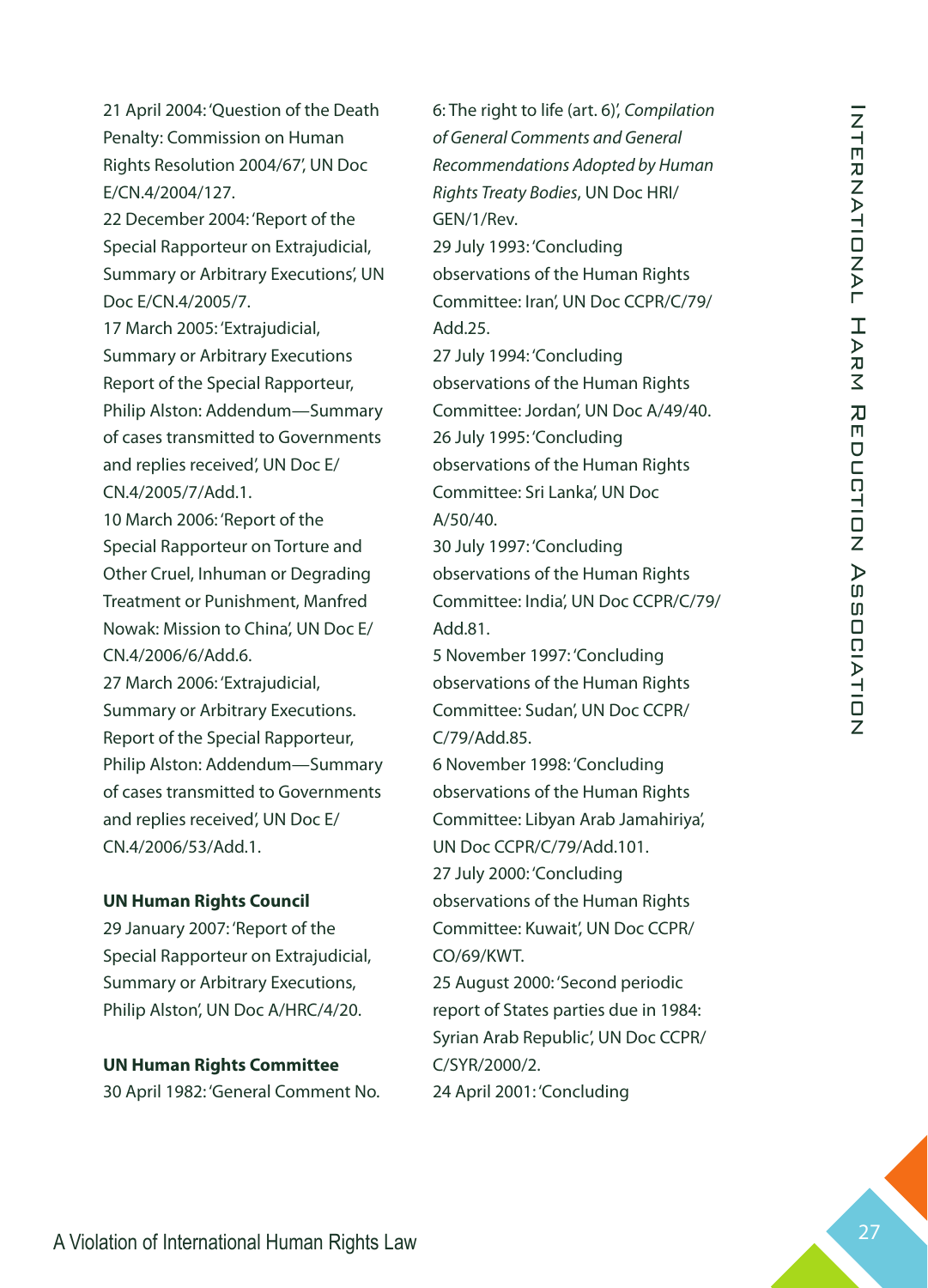21 April 2004: 'Question of the Death Penalty: Commission on Human Rights Resolution 2004/67', UN Doc E/CN.4/2004/127.

22 December 2004: 'Report of the Special Rapporteur on Extrajudicial, Summary or Arbitrary Executions', UN Doc E/CN.4/2005/7.

17 March 2005: 'Extrajudicial, Summary or Arbitrary Executions Report of the Special Rapporteur, Philip Alston: Addendum—Summary of cases transmitted to Governments and replies received', UN Doc E/CN.4/2005/7/Add.1.

10 March 2006: 'Report of the Special Rapporteur on Torture and Other Cruel, Inhuman or Degrading Treatment or Punishment, Manfred Nowak: Mission to China', UN Doc E/CN.4/2006/6/Add.6.

27 March 2006: 'Extrajudicial, Summary or Arbitrary Executions. Report of the Special Rapporteur, Philip Alston: Addendum—Summary of cases transmitted to Governments and replies received', UN Doc E/CN.4/2006/53/Add.1.

**UN Human Rights Council**

29 January 2007: 'Report of the Special Rapporteur on Extrajudicial, Summary or Arbitrary Executions, Philip Alston', UN Doc A/HRC/4/20.

**UN Human Rights Committee**

30 April 1982: 'General Comment No. 6: The right to life (art. 6)', *Compilation of General Comments and General Recommendations Adopted by Human Rights Treaty Bodies*, UN Doc HRI/GEN/1/Rev.

29 July 1993: 'Concluding observations of the Human Rights Committee: Iran', UN Doc CCPR/C/79/Add.25.

27 July 1994: 'Concluding observations of the Human Rights Committee: Jordan', UN Doc A/49/40.

26 July 1995: 'Concluding observations of the Human Rights Committee: Sri Lanka', UN Doc A/50/40.

30 July 1997: 'Concluding observations of the Human Rights Committee: India', UN Doc CCPR/C/79/Add.81.

5 November 1997: 'Concluding observations of the Human Rights Committee: Sudan', UN Doc CCPR/C/79/Add.85.

6 November 1998: 'Concluding observations of the Human Rights Committee: Libyan Arab Jamahiriya', UN Doc CCPR/C/79/Add.101.

27 July 2000: 'Concluding observations of the Human Rights Committee: Kuwait', UN Doc CCPR/CO/69/KWT.

25 August 2000: 'Second periodic report of States parties due in 1984: Syrian Arab Republic', UN Doc CCPR/C/SYR/2000/2.

24 April 2001: 'Concluding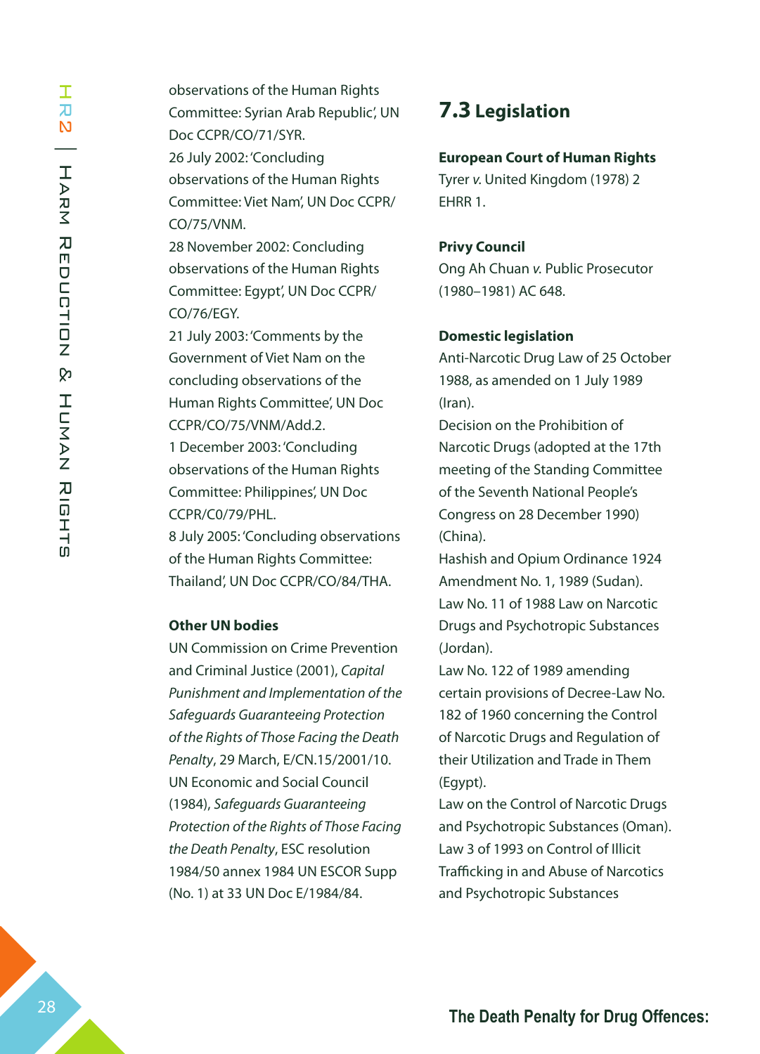observations of the Human Rights Committee: Syrian Arab Republic', UN Doc CCPR/CO/71/SYR.

26 July 2002: 'Concluding observations of the Human Rights Committee: Viet Nam', UN Doc CCPR/CO/75/VNM.

28 November 2002: Concluding observations of the Human Rights Committee: Egypt', UN Doc CCPR/CO/76/EGY.

21 July 2003: 'Comments by the Government of Viet Nam on the concluding observations of the Human Rights Committee', UN Doc CCPR/CO/75/VNM/Add.2.

1 December 2003: 'Concluding observations of the Human Rights Committee: Philippines', UN Doc CCPR/C0/79/PHL.

8 July 2005: 'Concluding observations of the Human Rights Committee: Thailand', UN Doc CCPR/CO/84/THA.

**Other UN bodies**

UN Commission on Crime Prevention and Criminal Justice (2001), *Capital Punishment and Implementation of the Safeguards Guaranteeing Protection of the Rights of Those Facing the Death Penalty*, 29 March, E/CN.15/2001/10.

UN Economic and Social Council (1984), *Safeguards Guaranteeing Protection of the Rights of Those Facing the Death Penalty*, ESC resolution 1984/50 annex 1984 UN ESCOR Supp (No. 1) at 33 UN Doc E/1984/84.

## 7.3 Legislation

**European Court of Human Rights**

Tyrer *v.* United Kingdom (1978) 2 EHRR 1.

**Privy Council**

Ong Ah Chuan *v.* Public Prosecutor (1980–1981) AC 648.

**Domestic legislation**

Anti-Narcotic Drug Law of 25 October 1988, as amended on 1 July 1989 (Iran).

Decision on the Prohibition of Narcotic Drugs (adopted at the 17th meeting of the Standing Committee of the Seventh National People's Congress on 28 December 1990) (China).

Hashish and Opium Ordinance 1924 Amendment No. 1, 1989 (Sudan).

Law No. 11 of 1988 Law on Narcotic Drugs and Psychotropic Substances (Jordan).

Law No. 122 of 1989 amending certain provisions of Decree-Law No. 182 of 1960 concerning the Control of Narcotic Drugs and Regulation of their Utilization and Trade in Them (Egypt).

Law on the Control of Narcotic Drugs and Psychotropic Substances (Oman).

Law 3 of 1993 on Control of Illicit Trafficking in and Abuse of Narcotics and Psychotropic Substances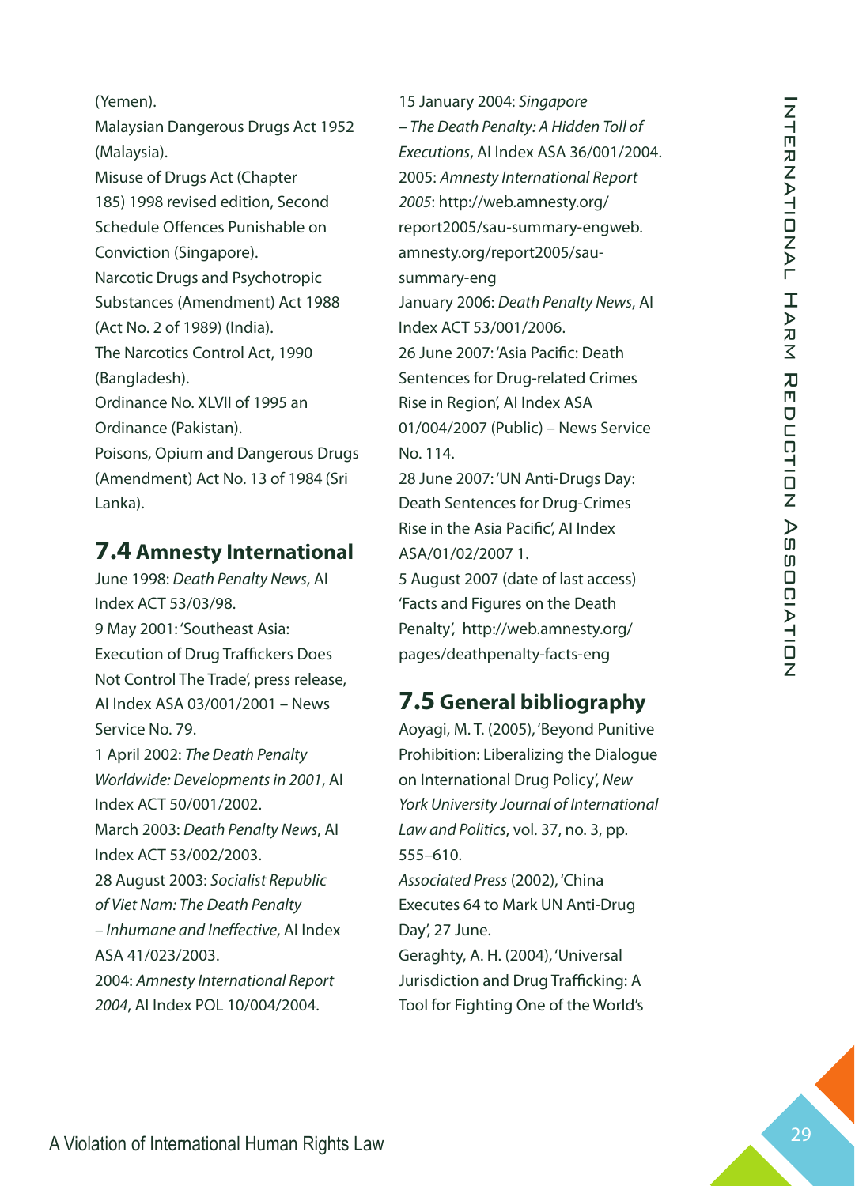(Yemen).

Malaysian Dangerous Drugs Act 1952 (Malaysia).

Misuse of Drugs Act (Chapter 185) 1998 revised edition, Second Schedule Offences Punishable on Conviction (Singapore).

Narcotic Drugs and Psychotropic Substances (Amendment) Act 1988 (Act No. 2 of 1989) (India).

The Narcotics Control Act, 1990 (Bangladesh).

Ordinance No. XLVII of 1995 an Ordinance (Pakistan).

Poisons, Opium and Dangerous Drugs (Amendment) Act No. 13 of 1984 (Sri Lanka).

## 7.4 Amnesty International

June 1998: *Death Penalty News*, AI Index ACT 53/03/98.

9 May 2001: 'Southeast Asia: Execution of Drug Traffickers Does Not Control The Trade', press release, AI Index ASA 03/001/2001 – News Service No. 79.

1 April 2002: *The Death Penalty Worldwide: Developments in 2001*, AI Index ACT 50/001/2002.

March 2003: *Death Penalty News*, AI Index ACT 53/002/2003.

28 August 2003: *Socialist Republic of Viet Nam: The Death Penalty – Inhumane and Ineffective*, AI Index ASA 41/023/2003.

2004: *Amnesty International Report 2004*, AI Index POL 10/004/2004.

15 January 2004: *Singapore – The Death Penalty: A Hidden Toll of Executions*, AI Index ASA 36/001/2004.

2005: *Amnesty International Report 2005*: http://web.amnesty.org/report2005/sau-summary-engweb.amnesty.org/report2005/sau-summary-eng

January 2006: *Death Penalty News*, AI Index ACT 53/001/2006.

26 June 2007: 'Asia Pacific: Death Sentences for Drug-related Crimes Rise in Region', AI Index ASA 01/004/2007 (Public) – News Service No. 114.

28 June 2007: 'UN Anti-Drugs Day: Death Sentences for Drug-Crimes Rise in the Asia Pacific', AI Index ASA/01/02/2007 1.

5 August 2007 (date of last access) 'Facts and Figures on the Death Penalty', http://web.amnesty.org/pages/deathpenalty-facts-eng

## 7.5 General bibliography

Aoyagi, M. T. (2005), 'Beyond Punitive Prohibition: Liberalizing the Dialogue on International Drug Policy', *New York University Journal of International Law and Politics*, vol. 37, no. 3, pp. 555–610.

*Associated Press* (2002), 'China Executes 64 to Mark UN Anti-Drug Day', 27 June.

Geraghty, A. H. (2004), 'Universal Jurisdiction and Drug Trafficking: A Tool for Fighting One of the World's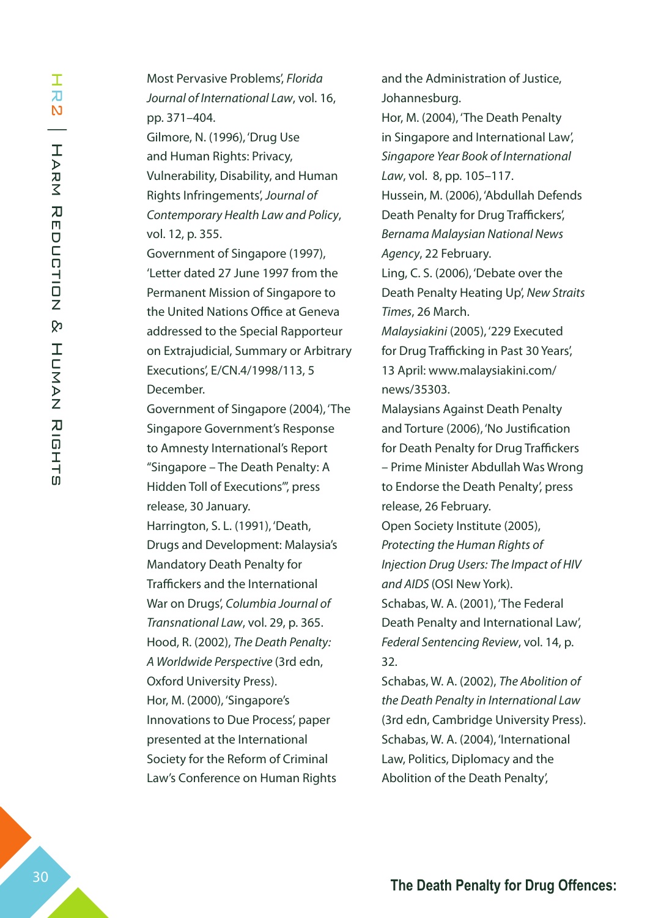Most Pervasive Problems', *Florida Journal of International Law*, vol. 16, pp. 371–404.

Gilmore, N. (1996), 'Drug Use and Human Rights: Privacy, Vulnerability, Disability, and Human Rights Infringements', *Journal of Contemporary Health Law and Policy*, vol. 12, p. 355.

Government of Singapore (1997), 'Letter dated 27 June 1997 from the Permanent Mission of Singapore to the United Nations Office at Geneva addressed to the Special Rapporteur on Extrajudicial, Summary or Arbitrary Executions', E/CN.4/1998/113, 5 December.

Government of Singapore (2004), 'The Singapore Government's Response to Amnesty International's Report "Singapore – The Death Penalty: A Hidden Toll of Executions"', press release, 30 January.

Harrington, S. L. (1991), 'Death, Drugs and Development: Malaysia's Mandatory Death Penalty for Traffickers and the International War on Drugs', *Columbia Journal of Transnational Law*, vol. 29, p. 365.

Hood, R. (2002), *The Death Penalty: A Worldwide Perspective* (3rd edn, Oxford University Press).

Hor, M. (2000), 'Singapore's Innovations to Due Process', paper presented at the International Society for the Reform of Criminal Law's Conference on Human Rights and the Administration of Justice, Johannesburg.

Hor, M. (2004), 'The Death Penalty in Singapore and International Law', *Singapore Year Book of International Law*, vol. 8, pp. 105–117.

Hussein, M. (2006), 'Abdullah Defends Death Penalty for Drug Traffickers', *Bernama Malaysian National News Agency*, 22 February.

Ling, C. S. (2006), 'Debate over the Death Penalty Heating Up', *New Straits Times*, 26 March.

*Malaysiakini* (2005), '229 Executed for Drug Trafficking in Past 30 Years', 13 April: www.malaysiakini.com/news/35303.

Malaysians Against Death Penalty and Torture (2006), 'No Justification for Death Penalty for Drug Traffickers – Prime Minister Abdullah Was Wrong to Endorse the Death Penalty', press release, 26 February.

Open Society Institute (2005), *Protecting the Human Rights of Injection Drug Users: The Impact of HIV and AIDS* (OSI New York).

Schabas, W. A. (2001), 'The Federal Death Penalty and International Law', *Federal Sentencing Review*, vol. 14, p. 32.

Schabas, W. A. (2002), *The Abolition of the Death Penalty in International Law* (3rd edn, Cambridge University Press).

Schabas, W. A. (2004), 'International Law, Politics, Diplomacy and the Abolition of the Death Penalty',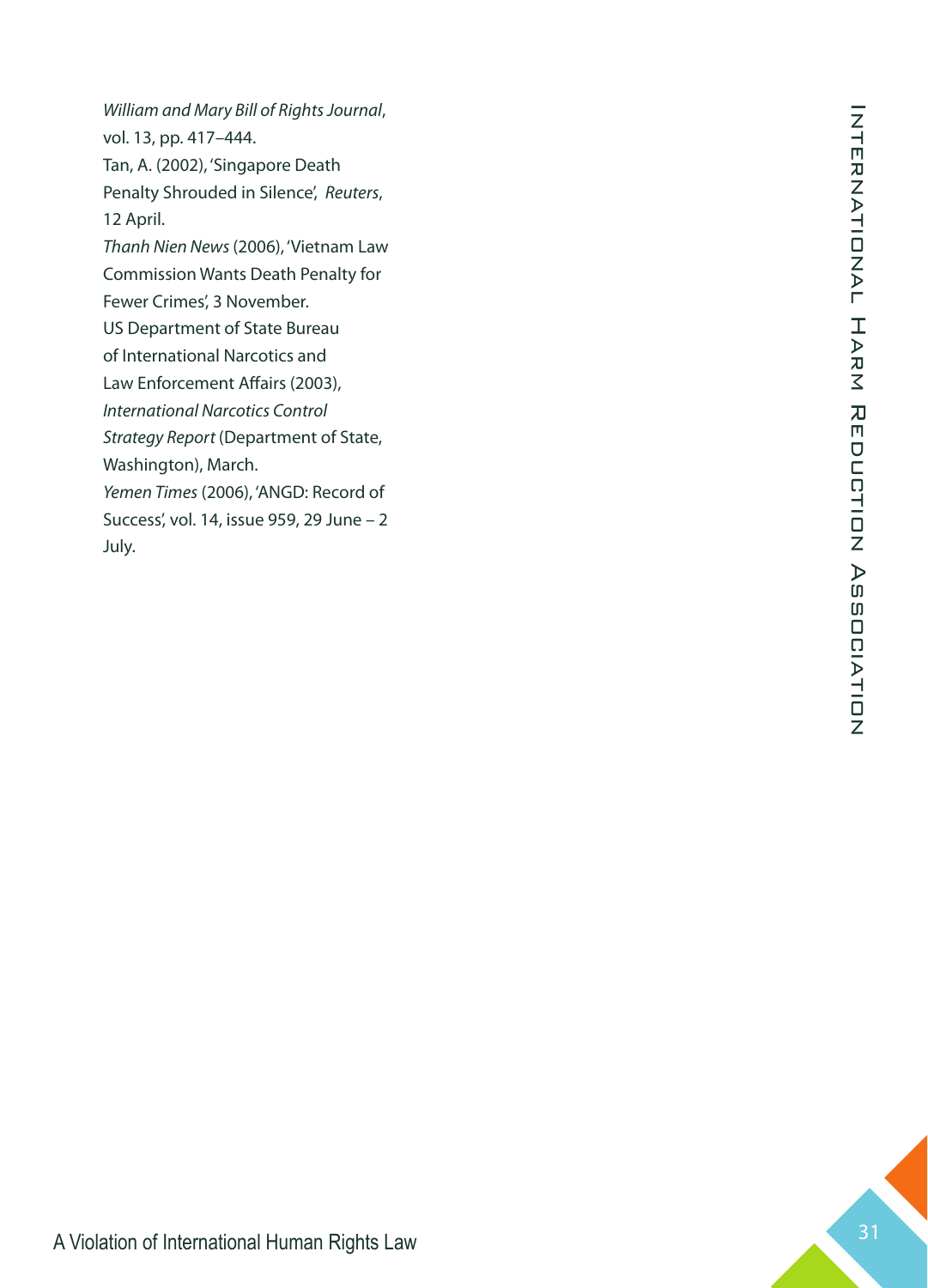*William and Mary Bill of Rights Journal*, vol. 13, pp. 417–444.

Tan, A. (2002), 'Singapore Death Penalty Shrouded in Silence', *Reuters*, 12 April.

*Thanh Nien News* (2006), 'Vietnam Law Commission Wants Death Penalty for Fewer Crimes', 3 November.

US Department of State Bureau of International Narcotics and Law Enforcement Affairs (2003), *International Narcotics Control Strategy Report* (Department of State, Washington), March.

*Yemen Times* (2006), 'ANGD: Record of Success', vol. 14, issue 959, 29 June – 2 July.